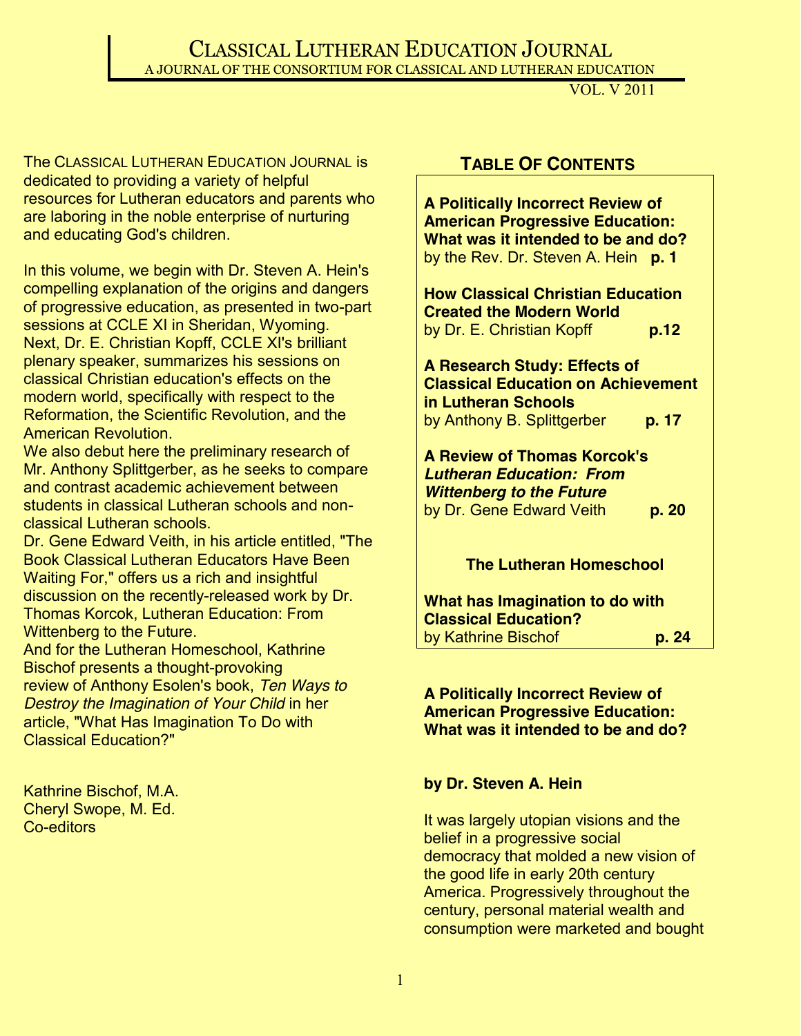# Classical Lutheran Education Journal

A JOURNAL OF THE CONSORTIUM FOR CLASSICAL AND LUTHERAN EDUCATION

VOL. V 2011

The CLASSICAL LUTHERAN EDUCATION JOURNAL is dedicated to providing a variety of helpful resources for Lutheran educators and parents who are laboring in the noble enterprise of nurturing and educating God's children.

In this volume, we begin with Dr. Steven A. Hein's compelling explanation of the origins and dangers of progressive education, as presented in two-part sessions at CCLE XI in Sheridan, Wyoming. Next, Dr. E. Christian Kopff, CCLE XI's brilliant plenary speaker, summarizes his sessions on classical Christian education's effects on the modern world, specifically with respect to the Reformation, the Scientific Revolution, and the American Revolution.

We also debut here the preliminary research of Mr. Anthony Splittgerber, as he seeks to compare and contrast academic achievement between students in classical Lutheran schools and non-classical Lutheran schools.

Dr. Gene Edward Veith, in his article entitled, "The Book Classical Lutheran Educators Have Been Waiting For," offers us a rich and insightful discussion on the recently-released work by Dr. Thomas Korcok, Lutheran Education: From Wittenberg to the Future.

And for the Lutheran Homeschool, Kathrine Bischof presents a thought-provoking review of Anthony Esolen's book, *Ten Ways to Destroy the Imagination of Your Child* in her article, "What Has Imagination To Do with Classical Education?"

Kathrine Bischof, M.A.
Cheryl Swope, M. Ed.
Co-editors

## Table Of Contents

**A Politically Incorrect Review of American Progressive Education: What was it intended to be and do?**
by the Rev. Dr. Steven A. Hein **p. 1**

**How Classical Christian Education Created the Modern World**
by Dr. E. Christian Kopff **p.12**

**A Research Study: Effects of Classical Education on Achievement in Lutheran Schools**
by Anthony B. Splittgerber **p. 17**

**A Review of Thomas Korcok's *Lutheran Education: From Wittenberg to the Future***
by Dr. Gene Edward Veith **p. 20**

**The Lutheran Homeschool**

**What has Imagination to do with Classical Education?**
by Kathrine Bischof **p. 24**

## A Politically Incorrect Review of American Progressive Education: What was it intended to be and do?

**by Dr. Steven A. Hein**

It was largely utopian visions and the belief in a progressive social democracy that molded a new vision of the good life in early 20th century America. Progressively throughout the century, personal material wealth and consumption were marketed and bought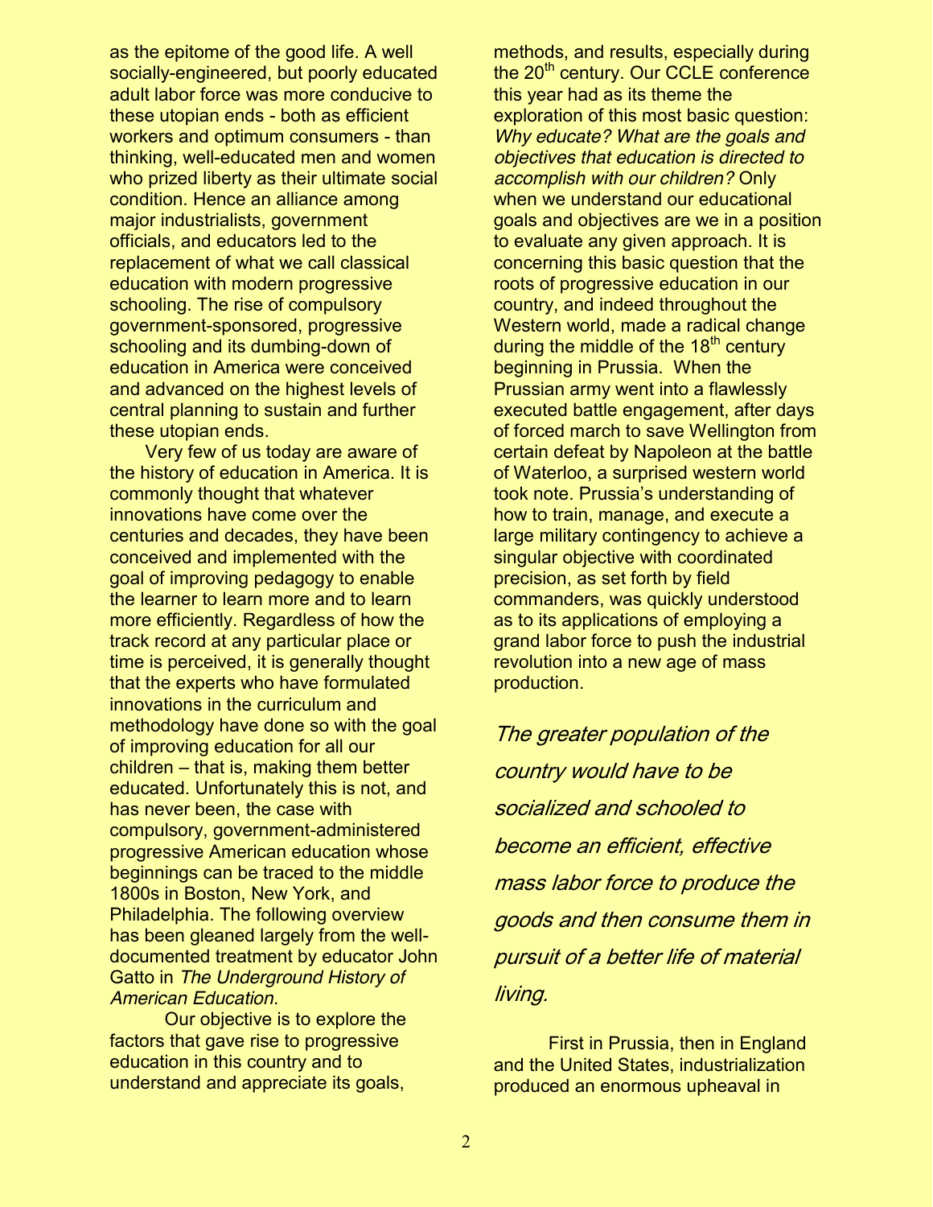as the epitome of the good life. A well socially-engineered, but poorly educated adult labor force was more conducive to these utopian ends - both as efficient workers and optimum consumers - than thinking, well-educated men and women who prized liberty as their ultimate social condition. Hence an alliance among major industrialists, government officials, and educators led to the replacement of what we call classical education with modern progressive schooling. The rise of compulsory government-sponsored, progressive schooling and its dumbing-down of education in America were conceived and advanced on the highest levels of central planning to sustain and further these utopian ends.

Very few of us today are aware of the history of education in America. It is commonly thought that whatever innovations have come over the centuries and decades, they have been conceived and implemented with the goal of improving pedagogy to enable the learner to learn more and to learn more efficiently. Regardless of how the track record at any particular place or time is perceived, it is generally thought that the experts who have formulated innovations in the curriculum and methodology have done so with the goal of improving education for all our children – that is, making them better educated. Unfortunately this is not, and has never been, the case with compulsory, government-administered progressive American education whose beginnings can be traced to the middle 1800s in Boston, New York, and Philadelphia. The following overview has been gleaned largely from the well-documented treatment by educator John Gatto in *The Underground History of American Education*.

Our objective is to explore the factors that gave rise to progressive education in this country and to understand and appreciate its goals, methods, and results, especially during the 20th century. Our CCLE conference this year had as its theme the exploration of this most basic question: *Why educate? What are the goals and objectives that education is directed to accomplish with our children?* Only when we understand our educational goals and objectives are we in a position to evaluate any given approach. It is concerning this basic question that the roots of progressive education in our country, and indeed throughout the Western world, made a radical change during the middle of the 18th century beginning in Prussia. When the Prussian army went into a flawlessly executed battle engagement, after days of forced march to save Wellington from certain defeat by Napoleon at the battle of Waterloo, a surprised western world took note. Prussia's understanding of how to train, manage, and execute a large military contingency to achieve a singular objective with coordinated precision, as set forth by field commanders, was quickly understood as to its applications of employing a grand labor force to push the industrial revolution into a new age of mass production.

*The greater population of the country would have to be socialized and schooled to become an efficient, effective mass labor force to produce the goods and then consume them in pursuit of a better life of material living.*

First in Prussia, then in England and the United States, industrialization produced an enormous upheaval in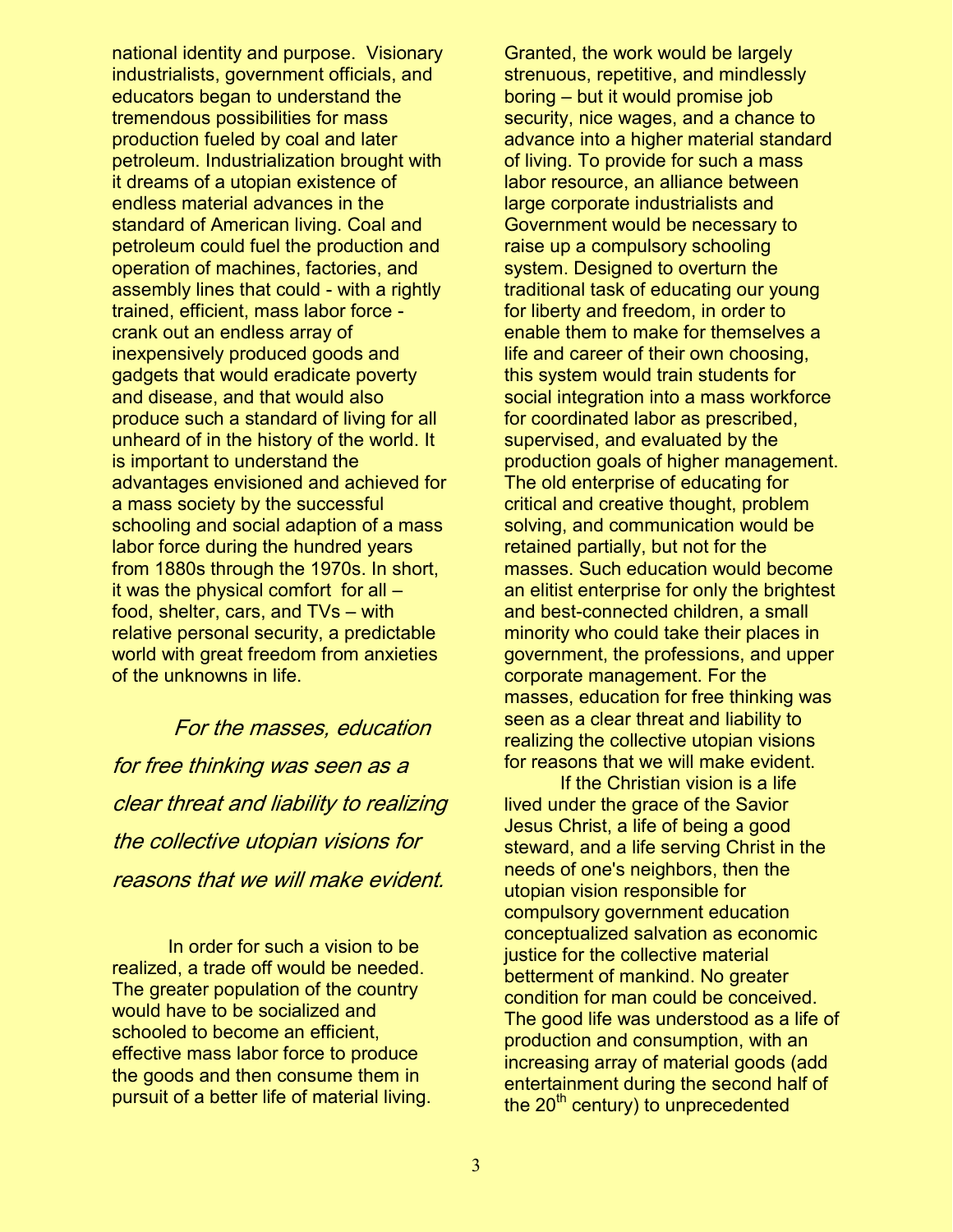national identity and purpose. Visionary industrialists, government officials, and educators began to understand the tremendous possibilities for mass production fueled by coal and later petroleum. Industrialization brought with it dreams of a utopian existence of endless material advances in the standard of American living. Coal and petroleum could fuel the production and operation of machines, factories, and assembly lines that could - with a rightly trained, efficient, mass labor force - crank out an endless array of inexpensively produced goods and gadgets that would eradicate poverty and disease, and that would also produce such a standard of living for all unheard of in the history of the world. It is important to understand the advantages envisioned and achieved for a mass society by the successful schooling and social adaption of a mass labor force during the hundred years from 1880s through the 1970s. In short, it was the physical comfort for all – food, shelter, cars, and TVs – with relative personal security, a predictable world with great freedom from anxieties of the unknowns in life.

*For the masses, education for free thinking was seen as a clear threat and liability to realizing the collective utopian visions for reasons that we will make evident.*

In order for such a vision to be realized, a trade off would be needed. The greater population of the country would have to be socialized and schooled to become an efficient, effective mass labor force to produce the goods and then consume them in pursuit of a better life of material living. Granted, the work would be largely strenuous, repetitive, and mindlessly boring – but it would promise job security, nice wages, and a chance to advance into a higher material standard of living. To provide for such a mass labor resource, an alliance between large corporate industrialists and Government would be necessary to raise up a compulsory schooling system. Designed to overturn the traditional task of educating our young for liberty and freedom, in order to enable them to make for themselves a life and career of their own choosing, this system would train students for social integration into a mass workforce for coordinated labor as prescribed, supervised, and evaluated by the production goals of higher management. The old enterprise of educating for critical and creative thought, problem solving, and communication would be retained partially, but not for the masses. Such education would become an elitist enterprise for only the brightest and best-connected children, a small minority who could take their places in government, the professions, and upper corporate management. For the masses, education for free thinking was seen as a clear threat and liability to realizing the collective utopian visions for reasons that we will make evident.

If the Christian vision is a life lived under the grace of the Savior Jesus Christ, a life of being a good steward, and a life serving Christ in the needs of one's neighbors, then the utopian vision responsible for compulsory government education conceptualized salvation as economic justice for the collective material betterment of mankind. No greater condition for man could be conceived. The good life was understood as a life of production and consumption, with an increasing array of material goods (add entertainment during the second half of the 20th century) to unprecedented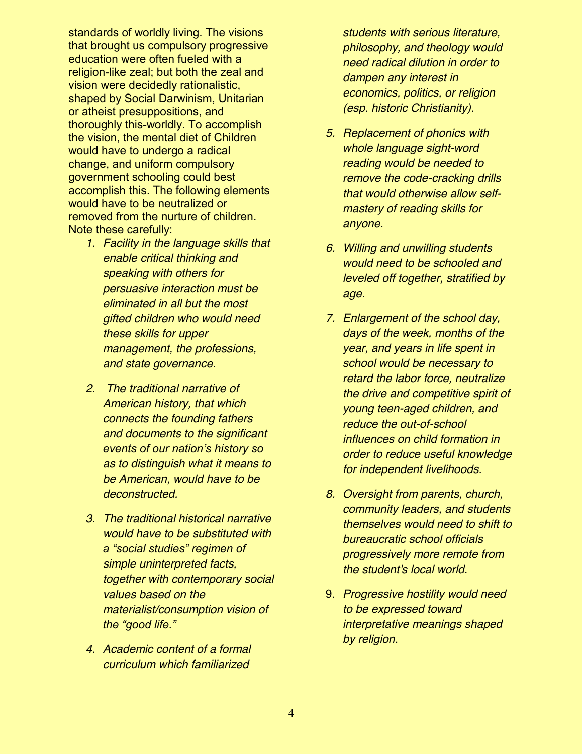standards of worldly living. The visions that brought us compulsory progressive education were often fueled with a religion-like zeal; but both the zeal and vision were decidedly rationalistic, shaped by Social Darwinism, Unitarian or atheist presuppositions, and thoroughly this-worldly. To accomplish the vision, the mental diet of Children would have to undergo a radical change, and uniform compulsory government schooling could best accomplish this. The following elements would have to be neutralized or removed from the nurture of children. Note these carefully:

1. *Facility in the language skills that enable critical thinking and speaking with others for persuasive interaction must be eliminated in all but the most gifted children who would need these skills for upper management, the professions, and state governance.*

2. *The traditional narrative of American history, that which connects the founding fathers and documents to the significant events of our nation's history so as to distinguish what it means to be American, would have to be deconstructed.*

3. *The traditional historical narrative would have to be substituted with a "social studies" regimen of simple uninterpreted facts, together with contemporary social values based on the materialist/consumption vision of the "good life."*

4. *Academic content of a formal curriculum which familiarized students with serious literature, philosophy, and theology would need radical dilution in order to dampen any interest in economics, politics, or religion (esp. historic Christianity).*

5. *Replacement of phonics with whole language sight-word reading would be needed to remove the code-cracking drills that would otherwise allow self-mastery of reading skills for anyone.*

6. *Willing and unwilling students would need to be schooled and leveled off together, stratified by age.*

7. *Enlargement of the school day, days of the week, months of the year, and years in life spent in school would be necessary to retard the labor force, neutralize the drive and competitive spirit of young teen-aged children, and reduce the out-of-school influences on child formation in order to reduce useful knowledge for independent livelihoods.*

8. *Oversight from parents, church, community leaders, and students themselves would need to shift to bureaucratic school officials progressively more remote from the student's local world.*

9. *Progressive hostility would need to be expressed toward interpretative meanings shaped by religion*.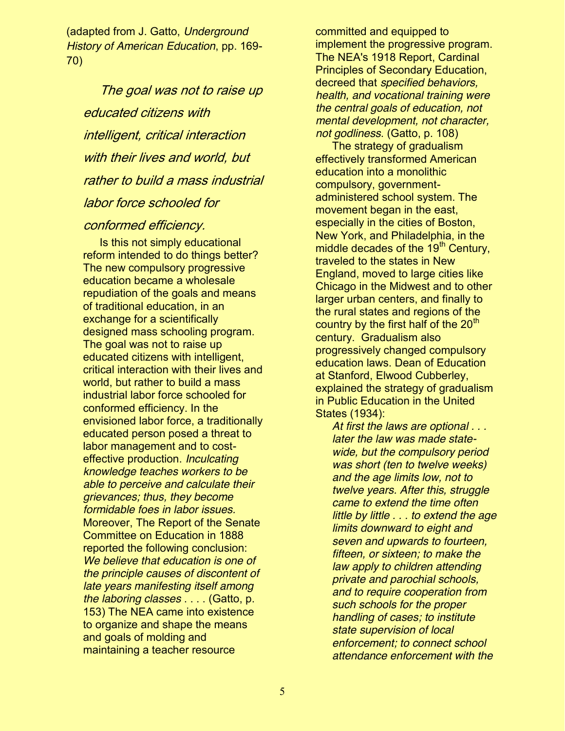(adapted from J. Gatto, *Underground History of American Education*, pp. 169-70)

> *The goal was not to raise up educated citizens with intelligent, critical interaction with their lives and world, but rather to build a mass industrial labor force schooled for conformed efficiency.*

Is this not simply educational reform intended to do things better? The new compulsory progressive education became a wholesale repudiation of the goals and means of traditional education, in an exchange for a scientifically designed mass schooling program. The goal was not to raise up educated citizens with intelligent, critical interaction with their lives and world, but rather to build a mass industrial labor force schooled for conformed efficiency. In the envisioned labor force, a traditionally educated person posed a threat to labor management and to cost-effective production. *Inculcating knowledge teaches workers to be able to perceive and calculate their grievances; thus, they become formidable foes in labor issues.* Moreover, The Report of the Senate Committee on Education in 1888 reported the following conclusion: *We believe that education is one of the principle causes of discontent of late years manifesting itself among the laboring classes* . . . . (Gatto, p. 153) The NEA came into existence to organize and shape the means and goals of molding and maintaining a teacher resource committed and equipped to implement the progressive program. The NEA's 1918 Report, Cardinal Principles of Secondary Education, decreed that *specified behaviors, health, and vocational training were the central goals of education, not mental development, not character, not godliness*. (Gatto, p. 108)

The strategy of gradualism effectively transformed American education into a monolithic compulsory, government-administered school system. The movement began in the east, especially in the cities of Boston, New York, and Philadelphia, in the middle decades of the 19th Century, traveled to the states in New England, moved to large cities like Chicago in the Midwest and to other larger urban centers, and finally to the rural states and regions of the country by the first half of the 20th century. Gradualism also progressively changed compulsory education laws. Dean of Education at Stanford, Elwood Cubberley, explained the strategy of gradualism in Public Education in the United States (1934):

> *At first the laws are optional . . . later the law was made state-wide, but the compulsory period was short (ten to twelve weeks) and the age limits low, not to twelve years. After this, struggle came to extend the time often little by little . . . to extend the age limits downward to eight and seven and upwards to fourteen, fifteen, or sixteen; to make the law apply to children attending private and parochial schools, and to require cooperation from such schools for the proper handling of cases; to institute state supervision of local enforcement; to connect school attendance enforcement with the*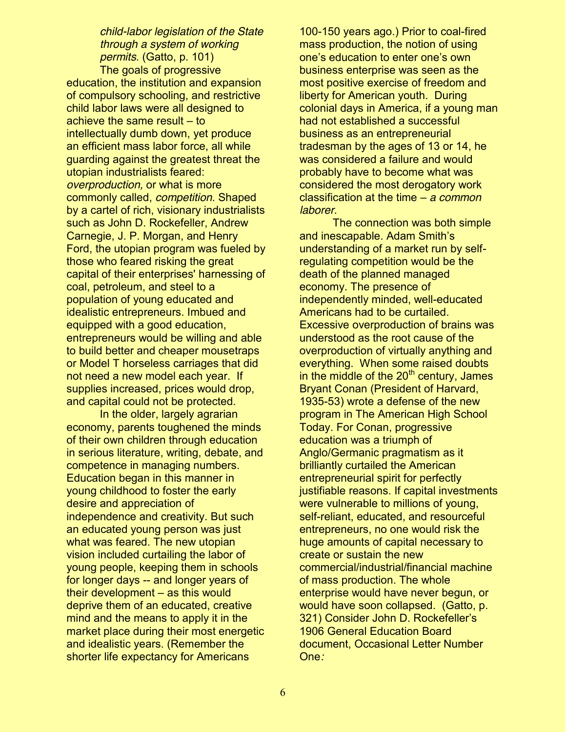*child-labor legislation of the State through a system of working permits*. (Gatto, p. 101)

The goals of progressive education, the institution and expansion of compulsory schooling, and restrictive child labor laws were all designed to achieve the same result – to intellectually dumb down, yet produce an efficient mass labor force, all while guarding against the greatest threat the utopian industrialists feared: *overproduction,* or what is more commonly called, *competition*. Shaped by a cartel of rich, visionary industrialists such as John D. Rockefeller, Andrew Carnegie, J. P. Morgan, and Henry Ford, the utopian program was fueled by those who feared risking the great capital of their enterprises' harnessing of coal, petroleum, and steel to a population of young educated and idealistic entrepreneurs. Imbued and equipped with a good education, entrepreneurs would be willing and able to build better and cheaper mousetraps or Model T horseless carriages that did not need a new model each year. If supplies increased, prices would drop, and capital could not be protected.

In the older, largely agrarian economy, parents toughened the minds of their own children through education in serious literature, writing, debate, and competence in managing numbers. Education began in this manner in young childhood to foster the early desire and appreciation of independence and creativity. But such an educated young person was just what was feared. The new utopian vision included curtailing the labor of young people, keeping them in schools for longer days -- and longer years of their development – as this would deprive them of an educated, creative mind and the means to apply it in the market place during their most energetic and idealistic years. (Remember the shorter life expectancy for Americans 100-150 years ago.) Prior to coal-fired mass production, the notion of using one's education to enter one's own business enterprise was seen as the most positive exercise of freedom and liberty for American youth. During colonial days in America, if a young man had not established a successful business as an entrepreneurial tradesman by the ages of 13 or 14, he was considered a failure and would probably have to become what was considered the most derogatory work classification at the time – *a common laborer*.

The connection was both simple and inescapable. Adam Smith's understanding of a market run by self-regulating competition would be the death of the planned managed economy. The presence of independently minded, well-educated Americans had to be curtailed. Excessive overproduction of brains was understood as the root cause of the overproduction of virtually anything and everything. When some raised doubts in the middle of the 20th century, James Bryant Conan (President of Harvard, 1935-53) wrote a defense of the new program in The American High School Today. For Conan, progressive education was a triumph of Anglo/Germanic pragmatism as it brilliantly curtailed the American entrepreneurial spirit for perfectly justifiable reasons. If capital investments were vulnerable to millions of young, self-reliant, educated, and resourceful entrepreneurs, no one would risk the huge amounts of capital necessary to create or sustain the new commercial/industrial/financial machine of mass production. The whole enterprise would have never begun, or would have soon collapsed. (Gatto, p. 321) Consider John D. Rockefeller's 1906 General Education Board document, Occasional Letter Number One*:*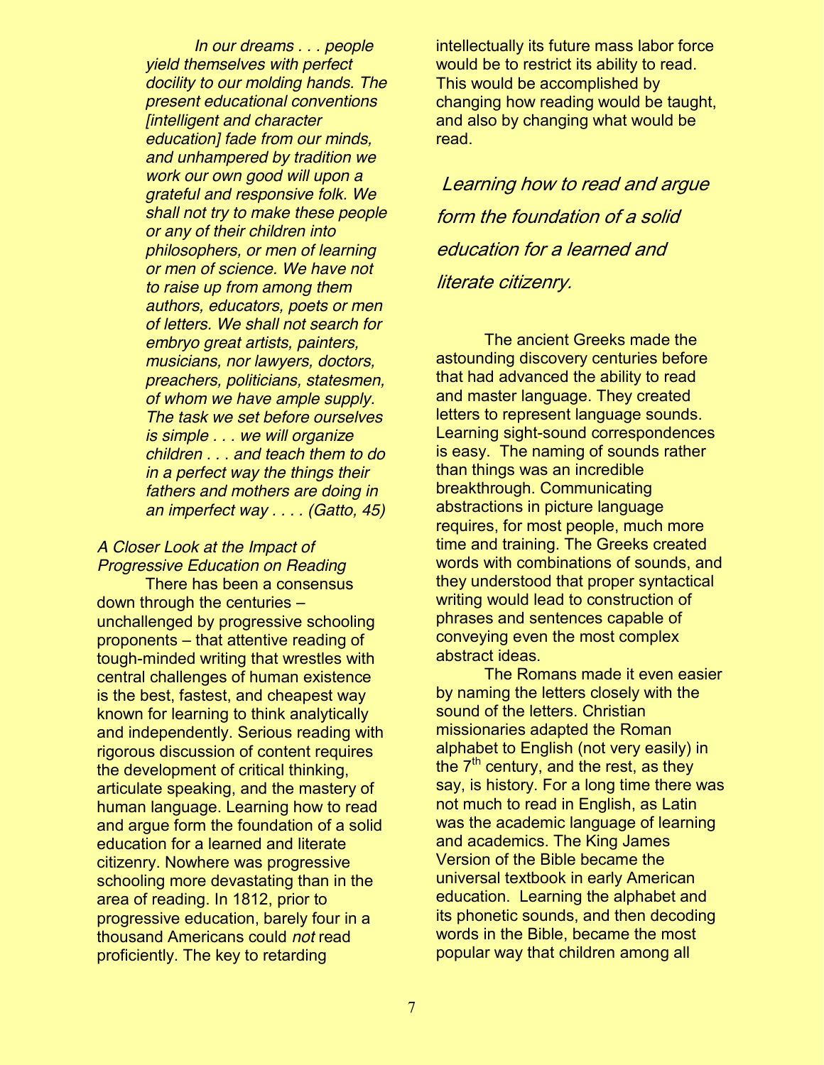*In our dreams . . . people yield themselves with perfect docility to our molding hands. The present educational conventions [intelligent and character education] fade from our minds, and unhampered by tradition we work our own good will upon a grateful and responsive folk. We shall not try to make these people or any of their children into philosophers, or men of learning or men of science. We have not to raise up from among them authors, educators, poets or men of letters. We shall not search for embryo great artists, painters, musicians, nor lawyers, doctors, preachers, politicians, statesmen, of whom we have ample supply. The task we set before ourselves is simple . . . we will organize children . . . and teach them to do in a perfect way the things their fathers and mothers are doing in an imperfect way . . . . (Gatto, 45)*

*A Closer Look at the Impact of Progressive Education on Reading*

There has been a consensus down through the centuries – unchallenged by progressive schooling proponents – that attentive reading of tough-minded writing that wrestles with central challenges of human existence is the best, fastest, and cheapest way known for learning to think analytically and independently. Serious reading with rigorous discussion of content requires the development of critical thinking, articulate speaking, and the mastery of human language. Learning how to read and argue form the foundation of a solid education for a learned and literate citizenry. Nowhere was progressive schooling more devastating than in the area of reading. In 1812, prior to progressive education, barely four in a thousand Americans could *not* read proficiently. The key to retarding intellectually its future mass labor force would be to restrict its ability to read. This would be accomplished by changing how reading would be taught, and also by changing what would be read.

*Learning how to read and argue form the foundation of a solid education for a learned and literate citizenry.*

The ancient Greeks made the astounding discovery centuries before that had advanced the ability to read and master language. They created letters to represent language sounds. Learning sight-sound correspondences is easy. The naming of sounds rather than things was an incredible breakthrough. Communicating abstractions in picture language requires, for most people, much more time and training. The Greeks created words with combinations of sounds, and they understood that proper syntactical writing would lead to construction of phrases and sentences capable of conveying even the most complex abstract ideas.

The Romans made it even easier by naming the letters closely with the sound of the letters. Christian missionaries adapted the Roman alphabet to English (not very easily) in the 7th century, and the rest, as they say, is history. For a long time there was not much to read in English, as Latin was the academic language of learning and academics. The King James Version of the Bible became the universal textbook in early American education. Learning the alphabet and its phonetic sounds, and then decoding words in the Bible, became the most popular way that children among all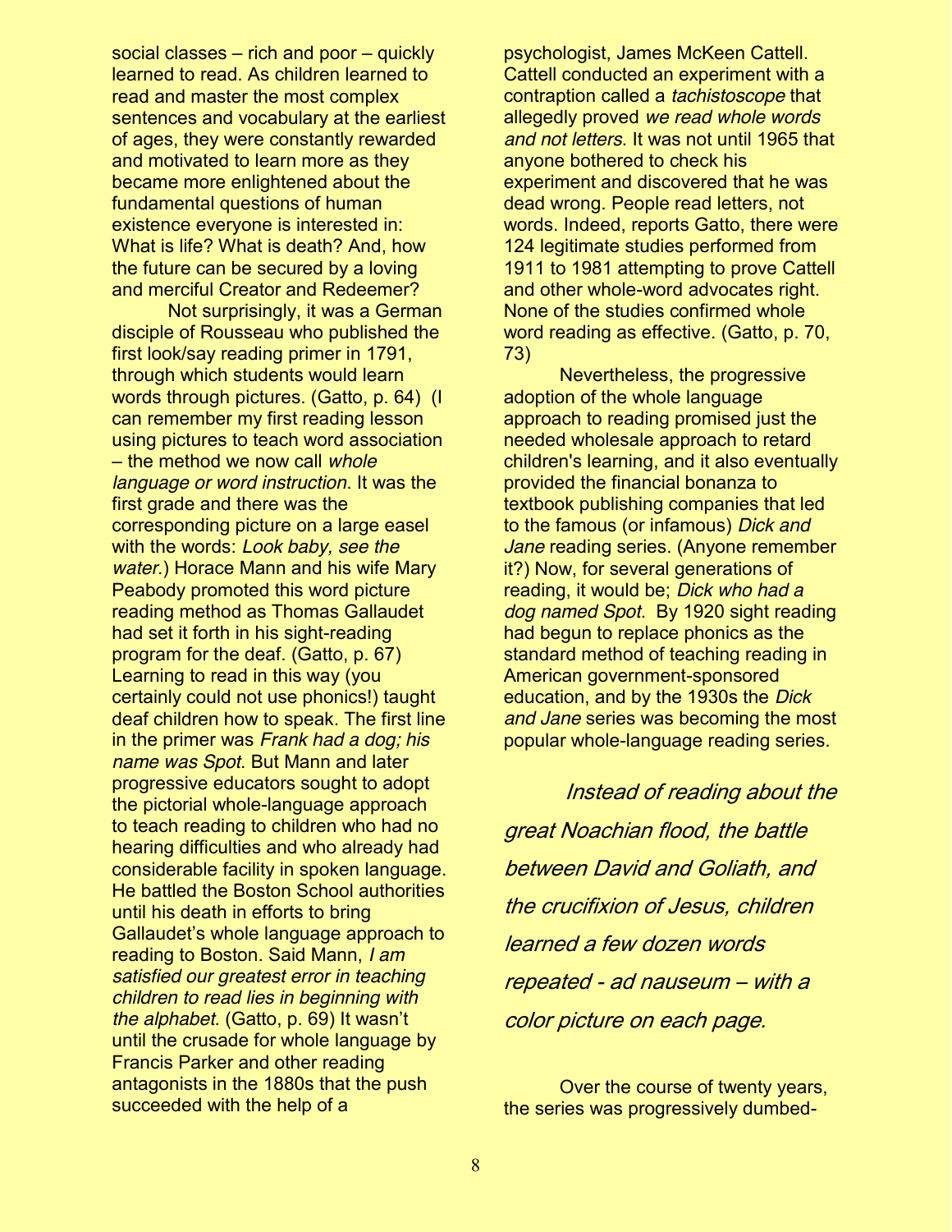social classes – rich and poor – quickly learned to read. As children learned to read and master the most complex sentences and vocabulary at the earliest of ages, they were constantly rewarded and motivated to learn more as they became more enlightened about the fundamental questions of human existence everyone is interested in: What is life? What is death? And, how the future can be secured by a loving and merciful Creator and Redeemer?

Not surprisingly, it was a German disciple of Rousseau who published the first look/say reading primer in 1791, through which students would learn words through pictures. (Gatto, p. 64) (I can remember my first reading lesson using pictures to teach word association – the method we now call *whole language or word instruction*. It was the first grade and there was the corresponding picture on a large easel with the words: *Look baby, see the water*.) Horace Mann and his wife Mary Peabody promoted this word picture reading method as Thomas Gallaudet had set it forth in his sight-reading program for the deaf. (Gatto, p. 67) Learning to read in this way (you certainly could not use phonics!) taught deaf children how to speak. The first line in the primer was *Frank had a dog; his name was Spot*. But Mann and later progressive educators sought to adopt the pictorial whole-language approach to teach reading to children who had no hearing difficulties and who already had considerable facility in spoken language. He battled the Boston School authorities until his death in efforts to bring Gallaudet's whole language approach to reading to Boston. Said Mann, *I am satisfied our greatest error in teaching children to read lies in beginning with the alphabet*. (Gatto, p. 69) It wasn't until the crusade for whole language by Francis Parker and other reading antagonists in the 1880s that the push succeeded with the help of a psychologist, James McKeen Cattell. Cattell conducted an experiment with a contraption called a *tachistoscope* that allegedly proved *we read whole words and not letters*. It was not until 1965 that anyone bothered to check his experiment and discovered that he was dead wrong. People read letters, not words. Indeed, reports Gatto, there were 124 legitimate studies performed from 1911 to 1981 attempting to prove Cattell and other whole-word advocates right. None of the studies confirmed whole word reading as effective. (Gatto, p. 70, 73)

Nevertheless, the progressive adoption of the whole language approach to reading promised just the needed wholesale approach to retard children's learning, and it also eventually provided the financial bonanza to textbook publishing companies that led to the famous (or infamous) *Dick and Jane* reading series. (Anyone remember it?) Now, for several generations of reading, it would be; *Dick who had a dog named Spot*. By 1920 sight reading had begun to replace phonics as the standard method of teaching reading in American government-sponsored education, and by the 1930s the *Dick and Jane* series was becoming the most popular whole-language reading series.

*Instead of reading about the great Noachian flood, the battle between David and Goliath, and the crucifixion of Jesus, children learned a few dozen words repeated - ad nauseum – with a color picture on each page.*

Over the course of twenty years, the series was progressively dumbed-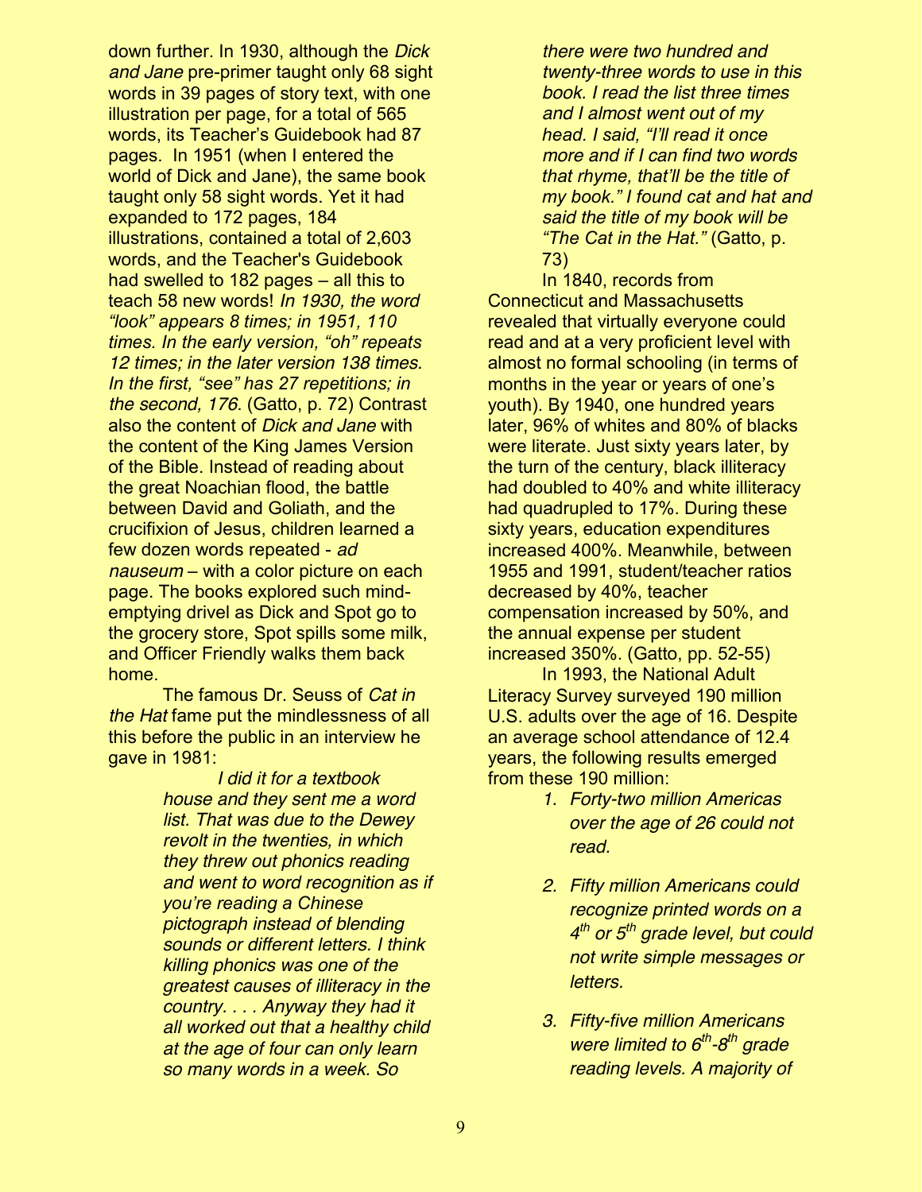down further. In 1930, although the *Dick and Jane* pre-primer taught only 68 sight words in 39 pages of story text, with one illustration per page, for a total of 565 words, its Teacher's Guidebook had 87 pages. In 1951 (when I entered the world of Dick and Jane), the same book taught only 58 sight words. Yet it had expanded to 172 pages, 184 illustrations, contained a total of 2,603 words, and the Teacher's Guidebook had swelled to 182 pages – all this to teach 58 new words! *In 1930, the word "look" appears 8 times; in 1951, 110 times. In the early version, "oh" repeats 12 times; in the later version 138 times. In the first, "see" has 27 repetitions; in the second, 176*. (Gatto, p. 72) Contrast also the content of *Dick and Jane* with the content of the King James Version of the Bible. Instead of reading about the great Noachian flood, the battle between David and Goliath, and the crucifixion of Jesus, children learned a few dozen words repeated - *ad nauseum* – with a color picture on each page. The books explored such mind-emptying drivel as Dick and Spot go to the grocery store, Spot spills some milk, and Officer Friendly walks them back home.

The famous Dr. Seuss of *Cat in the Hat* fame put the mindlessness of all this before the public in an interview he gave in 1981:

> *I did it for a textbook house and they sent me a word list. That was due to the Dewey revolt in the twenties, in which they threw out phonics reading and went to word recognition as if you're reading a Chinese pictograph instead of blending sounds or different letters. I think killing phonics was one of the greatest causes of illiteracy in the country. . . . Anyway they had it all worked out that a healthy child at the age of four can only learn so many words in a week. So there were two hundred and twenty-three words to use in this book. I read the list three times and I almost went out of my head. I said, "I'll read it once more and if I can find two words that rhyme, that'll be the title of my book." I found cat and hat and said the title of my book will be "The Cat in the Hat."* (Gatto, p. 73)

In 1840, records from Connecticut and Massachusetts revealed that virtually everyone could read and at a very proficient level with almost no formal schooling (in terms of months in the year or years of one's youth). By 1940, one hundred years later, 96% of whites and 80% of blacks were literate. Just sixty years later, by the turn of the century, black illiteracy had doubled to 40% and white illiteracy had quadrupled to 17%. During these sixty years, education expenditures increased 400%. Meanwhile, between 1955 and 1991, student/teacher ratios decreased by 40%, teacher compensation increased by 50%, and the annual expense per student increased 350%. (Gatto, pp. 52-55)

In 1993, the National Adult Literacy Survey surveyed 190 million U.S. adults over the age of 16. Despite an average school attendance of 12.4 years, the following results emerged from these 190 million:

1. *Forty-two million Americas over the age of 26 could not read.*
2. *Fifty million Americans could recognize printed words on a 4th or 5th grade level, but could not write simple messages or letters.*
3. *Fifty-five million Americans were limited to 6th-8th grade reading levels. A majority of*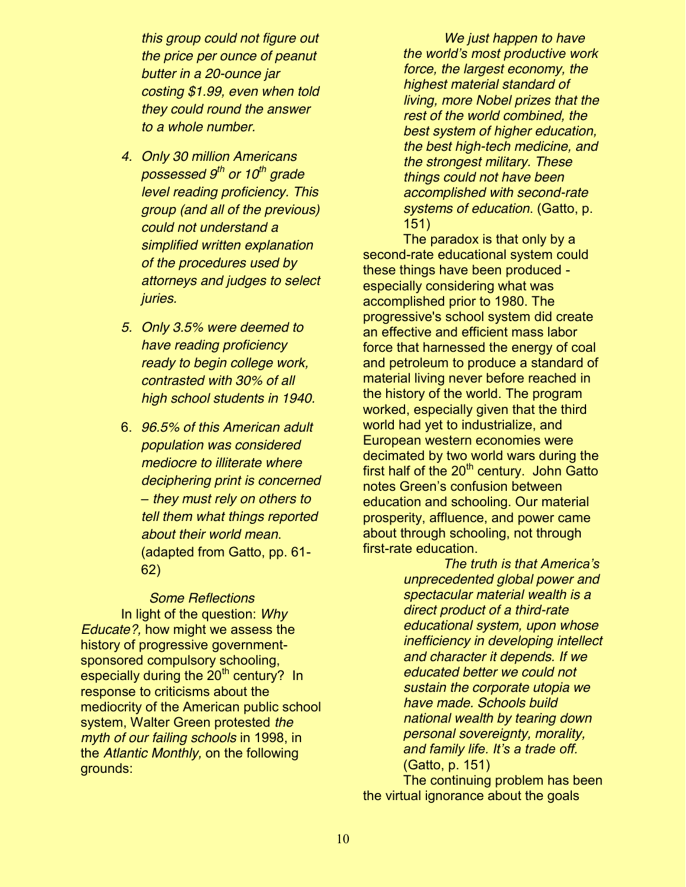*this group could not figure out the price per ounce of peanut butter in a 20-ounce jar costing $1.99, even when told they could round the answer to a whole number.*

4. *Only 30 million Americans possessed 9th or 10th grade level reading proficiency. This group (and all of the previous) could not understand a simplified written explanation of the procedures used by attorneys and judges to select juries.*

5. *Only 3.5% were deemed to have reading proficiency ready to begin college work, contrasted with 30% of all high school students in 1940.*

6. *96.5% of this American adult population was considered mediocre to illiterate where deciphering print is concerned – they must rely on others to tell them what things reported about their world mean.* (adapted from Gatto, pp. 61-62)

*Some Reflections*

In light of the question: *Why Educate?,* how might we assess the history of progressive government-sponsored compulsory schooling, especially during the 20th century? In response to criticisms about the mediocrity of the American public school system, Walter Green protested *the myth of our failing schools* in 1998, in the *Atlantic Monthly,* on the following grounds:

> *We just happen to have the world's most productive work force, the largest economy, the highest material standard of living, more Nobel prizes that the rest of the world combined, the best system of higher education, the best high-tech medicine, and the strongest military. These things could not have been accomplished with second-rate systems of education.* (Gatto, p. 151)

The paradox is that only by a second-rate educational system could these things have been produced - especially considering what was accomplished prior to 1980. The progressive's school system did create an effective and efficient mass labor force that harnessed the energy of coal and petroleum to produce a standard of material living never before reached in the history of the world. The program worked, especially given that the third world had yet to industrialize, and European western economies were decimated by two world wars during the first half of the 20th century. John Gatto notes Green's confusion between education and schooling. Our material prosperity, affluence, and power came about through schooling, not through first-rate education.

> *The truth is that America's unprecedented global power and spectacular material wealth is a direct product of a third-rate educational system, upon whose inefficiency in developing intellect and character it depends. If we educated better we could not sustain the corporate utopia we have made. Schools build national wealth by tearing down personal sovereignty, morality, and family life. It's a trade off.* (Gatto, p. 151)

The continuing problem has been the virtual ignorance about the goals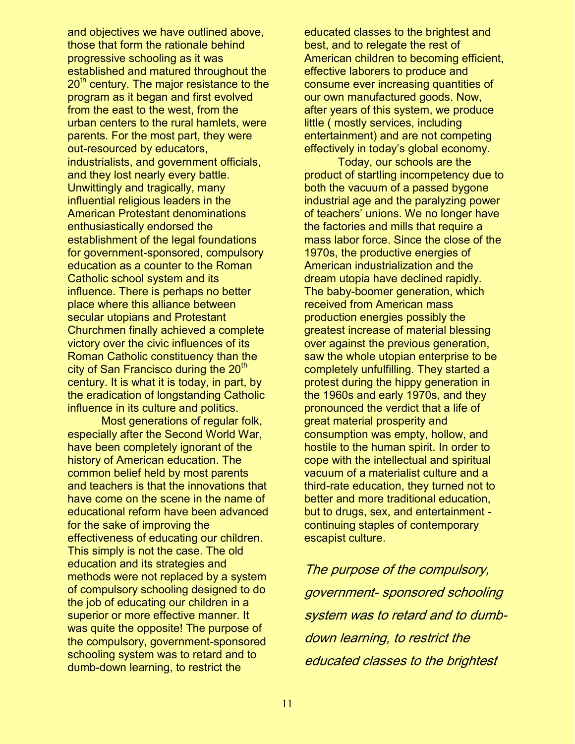and objectives we have outlined above, those that form the rationale behind progressive schooling as it was established and matured throughout the 20th century. The major resistance to the program as it began and first evolved from the east to the west, from the urban centers to the rural hamlets, were parents. For the most part, they were out-resourced by educators, industrialists, and government officials, and they lost nearly every battle. Unwittingly and tragically, many influential religious leaders in the American Protestant denominations enthusiastically endorsed the establishment of the legal foundations for government-sponsored, compulsory education as a counter to the Roman Catholic school system and its influence. There is perhaps no better place where this alliance between secular utopians and Protestant Churchmen finally achieved a complete victory over the civic influences of its Roman Catholic constituency than the city of San Francisco during the 20th century. It is what it is today, in part, by the eradication of longstanding Catholic influence in its culture and politics.

Most generations of regular folk, especially after the Second World War, have been completely ignorant of the history of American education. The common belief held by most parents and teachers is that the innovations that have come on the scene in the name of educational reform have been advanced for the sake of improving the effectiveness of educating our children. This simply is not the case. The old education and its strategies and methods were not replaced by a system of compulsory schooling designed to do the job of educating our children in a superior or more effective manner. It was quite the opposite! The purpose of the compulsory, government-sponsored schooling system was to retard and to dumb-down learning, to restrict the educated classes to the brightest and best, and to relegate the rest of American children to becoming efficient, effective laborers to produce and consume ever increasing quantities of our own manufactured goods. Now, after years of this system, we produce little ( mostly services, including entertainment) and are not competing effectively in today's global economy.

Today, our schools are the product of startling incompetency due to both the vacuum of a passed bygone industrial age and the paralyzing power of teachers' unions. We no longer have the factories and mills that require a mass labor force. Since the close of the 1970s, the productive energies of American industrialization and the dream utopia have declined rapidly. The baby-boomer generation, which received from American mass production energies possibly the greatest increase of material blessing over against the previous generation, saw the whole utopian enterprise to be completely unfulfilling. They started a protest during the hippy generation in the 1960s and early 1970s, and they pronounced the verdict that a life of great material prosperity and consumption was empty, hollow, and hostile to the human spirit. In order to cope with the intellectual and spiritual vacuum of a materialist culture and a third-rate education, they turned not to better and more traditional education, but to drugs, sex, and entertainment - continuing staples of contemporary escapist culture.

*The purpose of the compulsory, government- sponsored schooling system was to retard and to dumb-down learning, to restrict the educated classes to the brightest*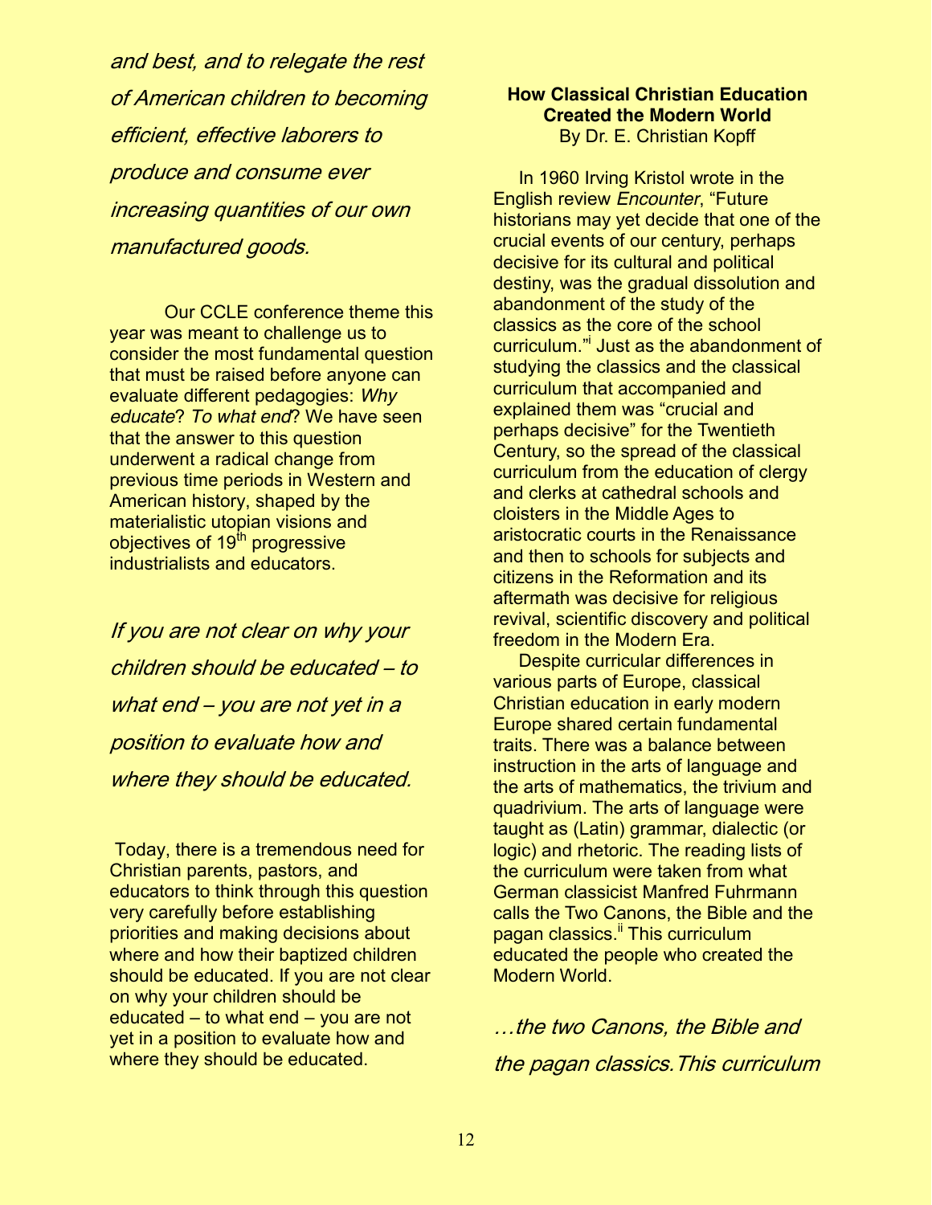*and best, and to relegate the rest of American children to becoming efficient, effective laborers to produce and consume ever increasing quantities of our own manufactured goods.*

Our CCLE conference theme this year was meant to challenge us to consider the most fundamental question that must be raised before anyone can evaluate different pedagogies: *Why educate*? *To what end*? We have seen that the answer to this question underwent a radical change from previous time periods in Western and American history, shaped by the materialistic utopian visions and objectives of 19th progressive industrialists and educators.

*If you are not clear on why your children should be educated – to what end – you are not yet in a position to evaluate how and where they should be educated.*

Today, there is a tremendous need for Christian parents, pastors, and educators to think through this question very carefully before establishing priorities and making decisions about where and how their baptized children should be educated. If you are not clear on why your children should be educated – to what end – you are not yet in a position to evaluate how and where they should be educated.

**How Classical Christian Education Created the Modern World**
By Dr. E. Christian Kopff

In 1960 Irving Kristol wrote in the English review *Encounter*, "Future historians may yet decide that one of the crucial events of our century, perhaps decisive for its cultural and political destiny, was the gradual dissolution and abandonment of the study of the classics as the core of the school curriculum."[i] Just as the abandonment of studying the classics and the classical curriculum that accompanied and explained them was "crucial and perhaps decisive" for the Twentieth Century, so the spread of the classical curriculum from the education of clergy and clerks at cathedral schools and cloisters in the Middle Ages to aristocratic courts in the Renaissance and then to schools for subjects and citizens in the Reformation and its aftermath was decisive for religious revival, scientific discovery and political freedom in the Modern Era.

Despite curricular differences in various parts of Europe, classical Christian education in early modern Europe shared certain fundamental traits. There was a balance between instruction in the arts of language and the arts of mathematics, the trivium and quadrivium. The arts of language were taught as (Latin) grammar, dialectic (or logic) and rhetoric. The reading lists of the curriculum were taken from what German classicist Manfred Fuhrmann calls the Two Canons, the Bible and the pagan classics.[ii] This curriculum educated the people who created the Modern World.

*…the two Canons, the Bible and the pagan classics.This curriculum*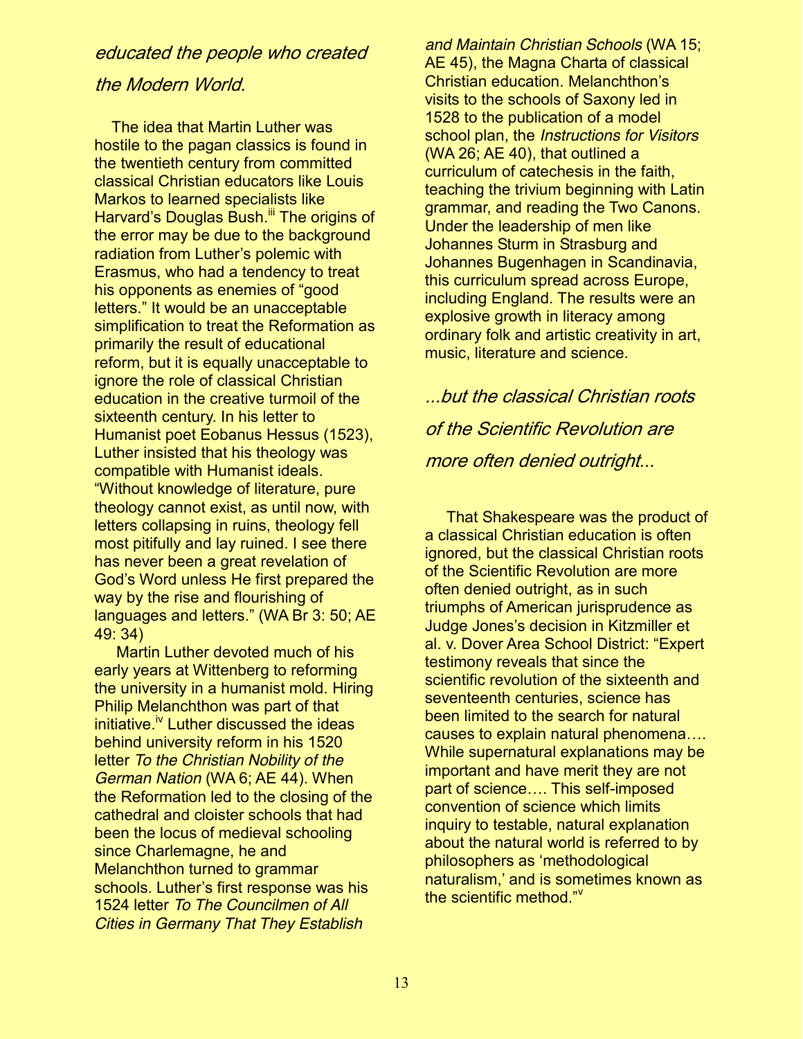*educated the people who created the Modern World.*

The idea that Martin Luther was hostile to the pagan classics is found in the twentieth century from committed classical Christian educators like Louis Markos to learned specialists like Harvard's Douglas Bush.[iii] The origins of the error may be due to the background radiation from Luther's polemic with Erasmus, who had a tendency to treat his opponents as enemies of "good letters." It would be an unacceptable simplification to treat the Reformation as primarily the result of educational reform, but it is equally unacceptable to ignore the role of classical Christian education in the creative turmoil of the sixteenth century. In his letter to Humanist poet Eobanus Hessus (1523), Luther insisted that his theology was compatible with Humanist ideals. "Without knowledge of literature, pure theology cannot exist, as until now, with letters collapsing in ruins, theology fell most pitifully and lay ruined. I see there has never been a great revelation of God's Word unless He first prepared the way by the rise and flourishing of languages and letters." (WA Br 3: 50; AE 49: 34)

Martin Luther devoted much of his early years at Wittenberg to reforming the university in a humanist mold. Hiring Philip Melanchthon was part of that initiative.[iv] Luther discussed the ideas behind university reform in his 1520 letter *To the Christian Nobility of the German Nation* (WA 6; AE 44). When the Reformation led to the closing of the cathedral and cloister schools that had been the locus of medieval schooling since Charlemagne, he and Melanchthon turned to grammar schools. Luther's first response was his 1524 letter *To The Councilmen of All Cities in Germany That They Establish and Maintain Christian Schools* (WA 15; AE 45), the Magna Charta of classical Christian education. Melanchthon's visits to the schools of Saxony led in 1528 to the publication of a model school plan, the *Instructions for Visitors* (WA 26; AE 40), that outlined a curriculum of catechesis in the faith, teaching the trivium beginning with Latin grammar, and reading the Two Canons. Under the leadership of men like Johannes Sturm in Strasburg and Johannes Bugenhagen in Scandinavia, this curriculum spread across Europe, including England. The results were an explosive growth in literacy among ordinary folk and artistic creativity in art, music, literature and science.

*...but the classical Christian roots of the Scientific Revolution are more often denied outright...*

That Shakespeare was the product of a classical Christian education is often ignored, but the classical Christian roots of the Scientific Revolution are more often denied outright, as in such triumphs of American jurisprudence as Judge Jones's decision in Kitzmiller et al. v. Dover Area School District: "Expert testimony reveals that since the scientific revolution of the sixteenth and seventeenth centuries, science has been limited to the search for natural causes to explain natural phenomena…. While supernatural explanations may be important and have merit they are not part of science…. This self-imposed convention of science which limits inquiry to testable, natural explanation about the natural world is referred to by philosophers as 'methodological naturalism,' and is sometimes known as the scientific method."[v]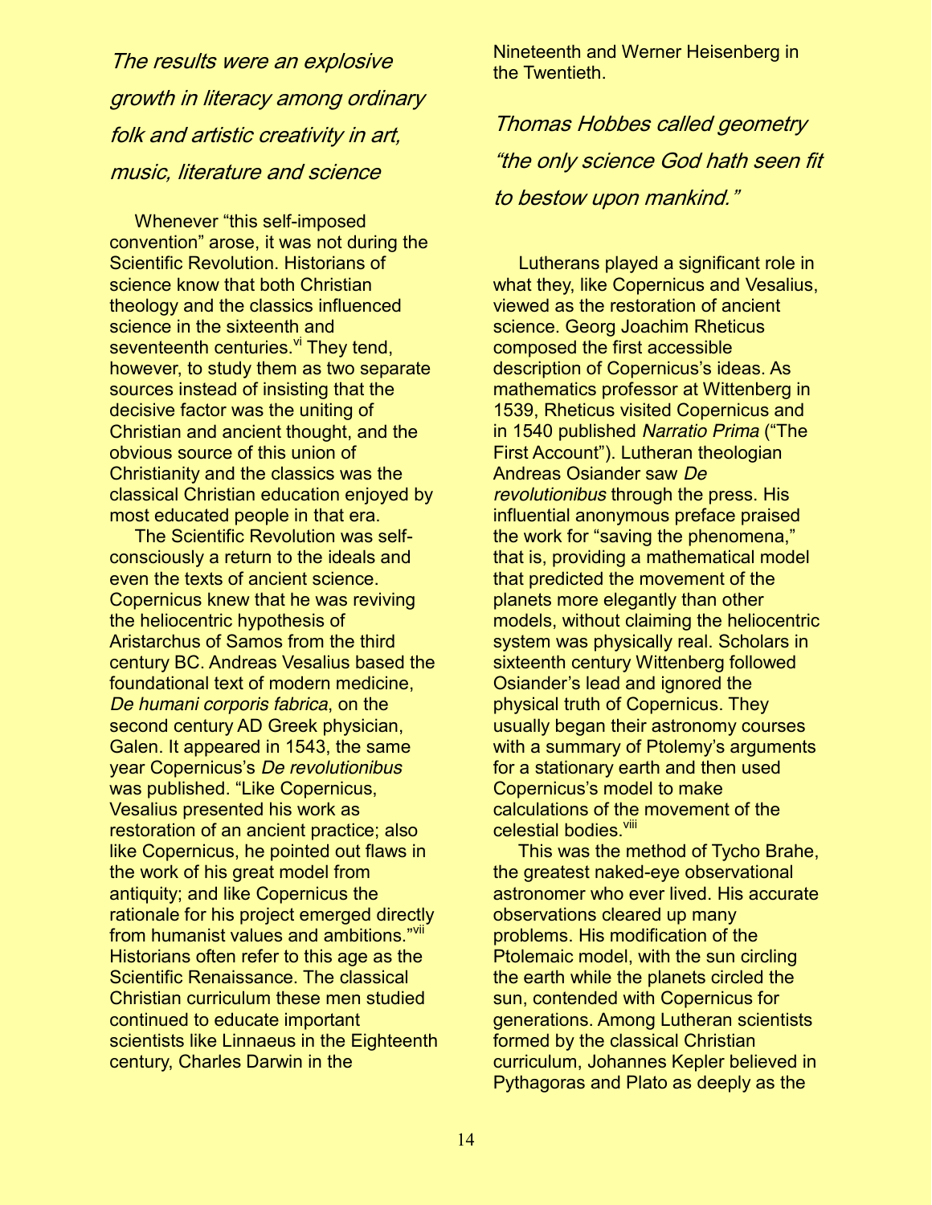*The results were an explosive growth in literacy among ordinary folk and artistic creativity in art, music, literature and science*

Whenever "this self-imposed convention" arose, it was not during the Scientific Revolution. Historians of science know that both Christian theology and the classics influenced science in the sixteenth and seventeenth centuries.[vi] They tend, however, to study them as two separate sources instead of insisting that the decisive factor was the uniting of Christian and ancient thought, and the obvious source of this union of Christianity and the classics was the classical Christian education enjoyed by most educated people in that era.

The Scientific Revolution was self-consciously a return to the ideals and even the texts of ancient science. Copernicus knew that he was reviving the heliocentric hypothesis of Aristarchus of Samos from the third century BC. Andreas Vesalius based the foundational text of modern medicine, *De humani corporis fabrica*, on the second century AD Greek physician, Galen. It appeared in 1543, the same year Copernicus's *De revolutionibus* was published. "Like Copernicus, Vesalius presented his work as restoration of an ancient practice; also like Copernicus, he pointed out flaws in the work of his great model from antiquity; and like Copernicus the rationale for his project emerged directly from humanist values and ambitions."[vii] Historians often refer to this age as the Scientific Renaissance. The classical Christian curriculum these men studied continued to educate important scientists like Linnaeus in the Eighteenth century, Charles Darwin in the Nineteenth and Werner Heisenberg in the Twentieth.

*Thomas Hobbes called geometry "the only science God hath seen fit to bestow upon mankind."*

Lutherans played a significant role in what they, like Copernicus and Vesalius, viewed as the restoration of ancient science. Georg Joachim Rheticus composed the first accessible description of Copernicus's ideas. As mathematics professor at Wittenberg in 1539, Rheticus visited Copernicus and in 1540 published *Narratio Prima* ("The First Account"). Lutheran theologian Andreas Osiander saw *De revolutionibus* through the press. His influential anonymous preface praised the work for "saving the phenomena," that is, providing a mathematical model that predicted the movement of the planets more elegantly than other models, without claiming the heliocentric system was physically real. Scholars in sixteenth century Wittenberg followed Osiander's lead and ignored the physical truth of Copernicus. They usually began their astronomy courses with a summary of Ptolemy's arguments for a stationary earth and then used Copernicus's model to make calculations of the movement of the celestial bodies.[viii]

This was the method of Tycho Brahe, the greatest naked-eye observational astronomer who ever lived. His accurate observations cleared up many problems. His modification of the Ptolemaic model, with the sun circling the earth while the planets circled the sun, contended with Copernicus for generations. Among Lutheran scientists formed by the classical Christian curriculum, Johannes Kepler believed in Pythagoras and Plato as deeply as the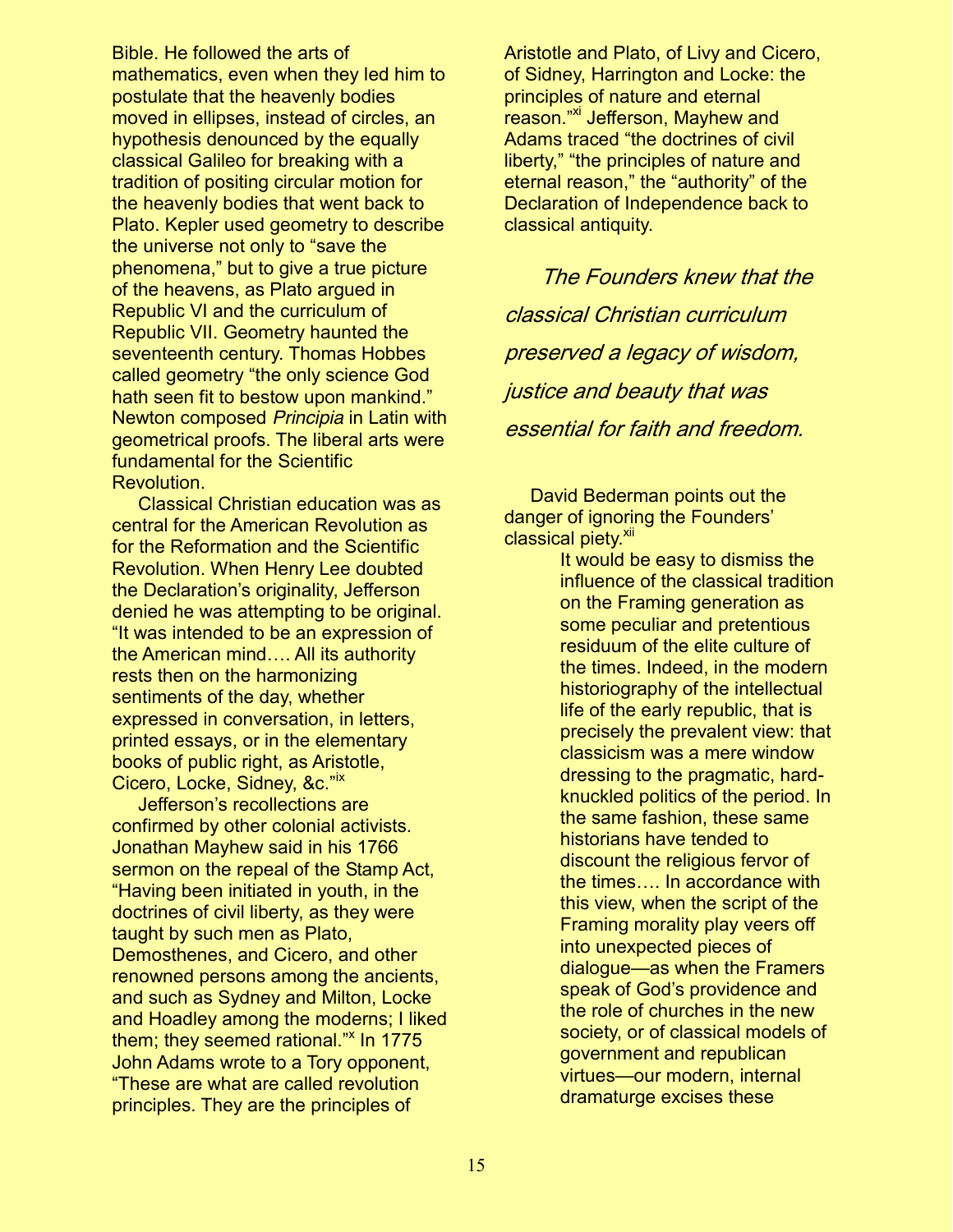Bible. He followed the arts of mathematics, even when they led him to postulate that the heavenly bodies moved in ellipses, instead of circles, an hypothesis denounced by the equally classical Galileo for breaking with a tradition of positing circular motion for the heavenly bodies that went back to Plato. Kepler used geometry to describe the universe not only to "save the phenomena," but to give a true picture of the heavens, as Plato argued in Republic VI and the curriculum of Republic VII. Geometry haunted the seventeenth century. Thomas Hobbes called geometry "the only science God hath seen fit to bestow upon mankind." Newton composed *Principia* in Latin with geometrical proofs. The liberal arts were fundamental for the Scientific Revolution.

Classical Christian education was as central for the American Revolution as for the Reformation and the Scientific Revolution. When Henry Lee doubted the Declaration's originality, Jefferson denied he was attempting to be original. "It was intended to be an expression of the American mind…. All its authority rests then on the harmonizing sentiments of the day, whether expressed in conversation, in letters, printed essays, or in the elementary books of public right, as Aristotle, Cicero, Locke, Sidney, &c."[ix]

Jefferson's recollections are confirmed by other colonial activists. Jonathan Mayhew said in his 1766 sermon on the repeal of the Stamp Act, "Having been initiated in youth, in the doctrines of civil liberty, as they were taught by such men as Plato, Demosthenes, and Cicero, and other renowned persons among the ancients, and such as Sydney and Milton, Locke and Hoadley among the moderns; I liked them; they seemed rational."[x] In 1775 John Adams wrote to a Tory opponent, "These are what are called revolution principles. They are the principles of Aristotle and Plato, of Livy and Cicero, of Sidney, Harrington and Locke: the principles of nature and eternal reason."[xi] Jefferson, Mayhew and Adams traced "the doctrines of civil liberty," "the principles of nature and eternal reason," the "authority" of the Declaration of Independence back to classical antiquity.

*The Founders knew that the classical Christian curriculum preserved a legacy of wisdom, justice and beauty that was essential for faith and freedom.*

David Bederman points out the danger of ignoring the Founders' classical piety.[xii]

> It would be easy to dismiss the influence of the classical tradition on the Framing generation as some peculiar and pretentious residuum of the elite culture of the times. Indeed, in the modern historiography of the intellectual life of the early republic, that is precisely the prevalent view: that classicism was a mere window dressing to the pragmatic, hard-knuckled politics of the period. In the same fashion, these same historians have tended to discount the religious fervor of the times…. In accordance with this view, when the script of the Framing morality play veers off into unexpected pieces of dialogue—as when the Framers speak of God's providence and the role of churches in the new society, or of classical models of government and republican virtues—our modern, internal dramaturge excises these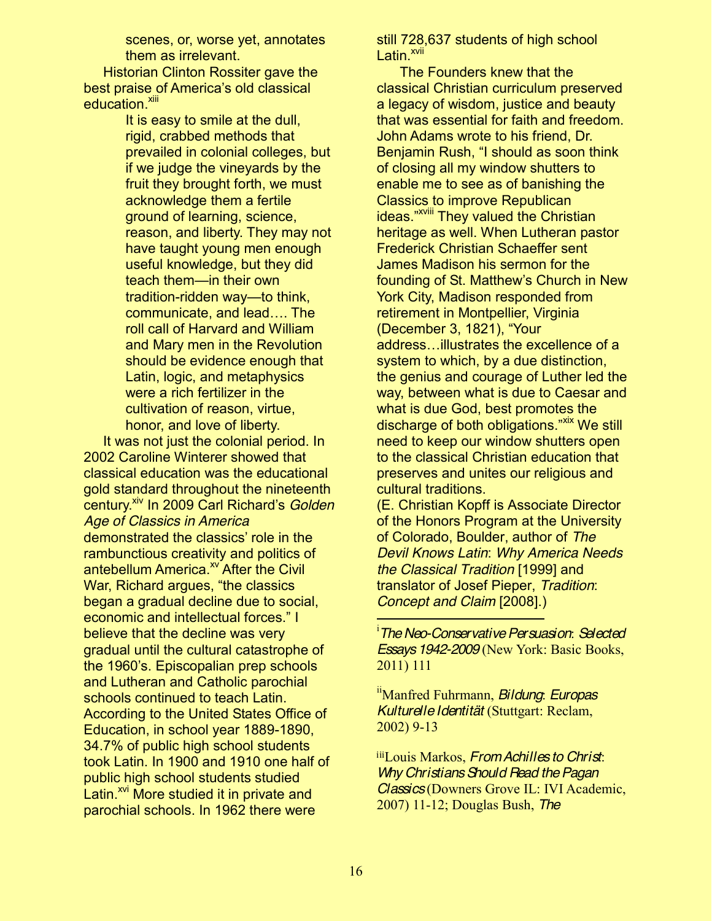> scenes, or, worse yet, annotates them as irrelevant.

Historian Clinton Rossiter gave the best praise of America's old classical education.[xiii]

> It is easy to smile at the dull, rigid, crabbed methods that prevailed in colonial colleges, but if we judge the vineyards by the fruit they brought forth, we must acknowledge them a fertile ground of learning, science, reason, and liberty. They may not have taught young men enough useful knowledge, but they did teach them—in their own tradition-ridden way—to think, communicate, and lead…. The roll call of Harvard and William and Mary men in the Revolution should be evidence enough that Latin, logic, and metaphysics were a rich fertilizer in the cultivation of reason, virtue, honor, and love of liberty.

It was not just the colonial period. In 2002 Caroline Winterer showed that classical education was the educational gold standard throughout the nineteenth century.[xiv] In 2009 Carl Richard's *Golden Age of Classics in America* demonstrated the classics' role in the rambunctious creativity and politics of antebellum America.[xv] After the Civil War, Richard argues, "the classics began a gradual decline due to social, economic and intellectual forces." I believe that the decline was very gradual until the cultural catastrophe of the 1960's. Episcopalian prep schools and Lutheran and Catholic parochial schools continued to teach Latin. According to the United States Office of Education, in school year 1889-1890, 34.7% of public high school students took Latin. In 1900 and 1910 one half of public high school students studied Latin.[xvi] More studied it in private and parochial schools. In 1962 there were still 728,637 students of high school Latin.[xvii]

The Founders knew that the classical Christian curriculum preserved a legacy of wisdom, justice and beauty that was essential for faith and freedom. John Adams wrote to his friend, Dr. Benjamin Rush, "I should as soon think of closing all my window shutters to enable me to see as of banishing the Classics to improve Republican ideas."[xviii] They valued the Christian heritage as well. When Lutheran pastor Frederick Christian Schaeffer sent James Madison his sermon for the founding of St. Matthew's Church in New York City, Madison responded from retirement in Montpellier, Virginia (December 3, 1821), "Your address…illustrates the excellence of a system to which, by a due distinction, the genius and courage of Luther led the way, between what is due to Caesar and what is due God, best promotes the discharge of both obligations."[xix] We still need to keep our window shutters open to the classical Christian education that preserves and unites our religious and cultural traditions.

(E. Christian Kopff is Associate Director of the Honors Program at the University of Colorado, Boulder, author of *The Devil Knows Latin*: *Why America Needs the Classical Tradition* [1999] and translator of Josef Pieper, *Tradition*: *Concept and Claim* [2008].)

---

[i] *The Neo-Conservative Persuasion*: *Selected Essays 1942-2009* (New York: Basic Books, 2011) 111

[ii] Manfred Fuhrmann, *Bildung*: *Europas Kulturelle Identität* (Stuttgart: Reclam, 2002) 9-13

[iii] Louis Markos, *From Achilles to Christ*: *Why Christians Should Read the Pagan Classics* (Downers Grove IL: IVI Academic, 2007) 11-12; Douglas Bush, *The*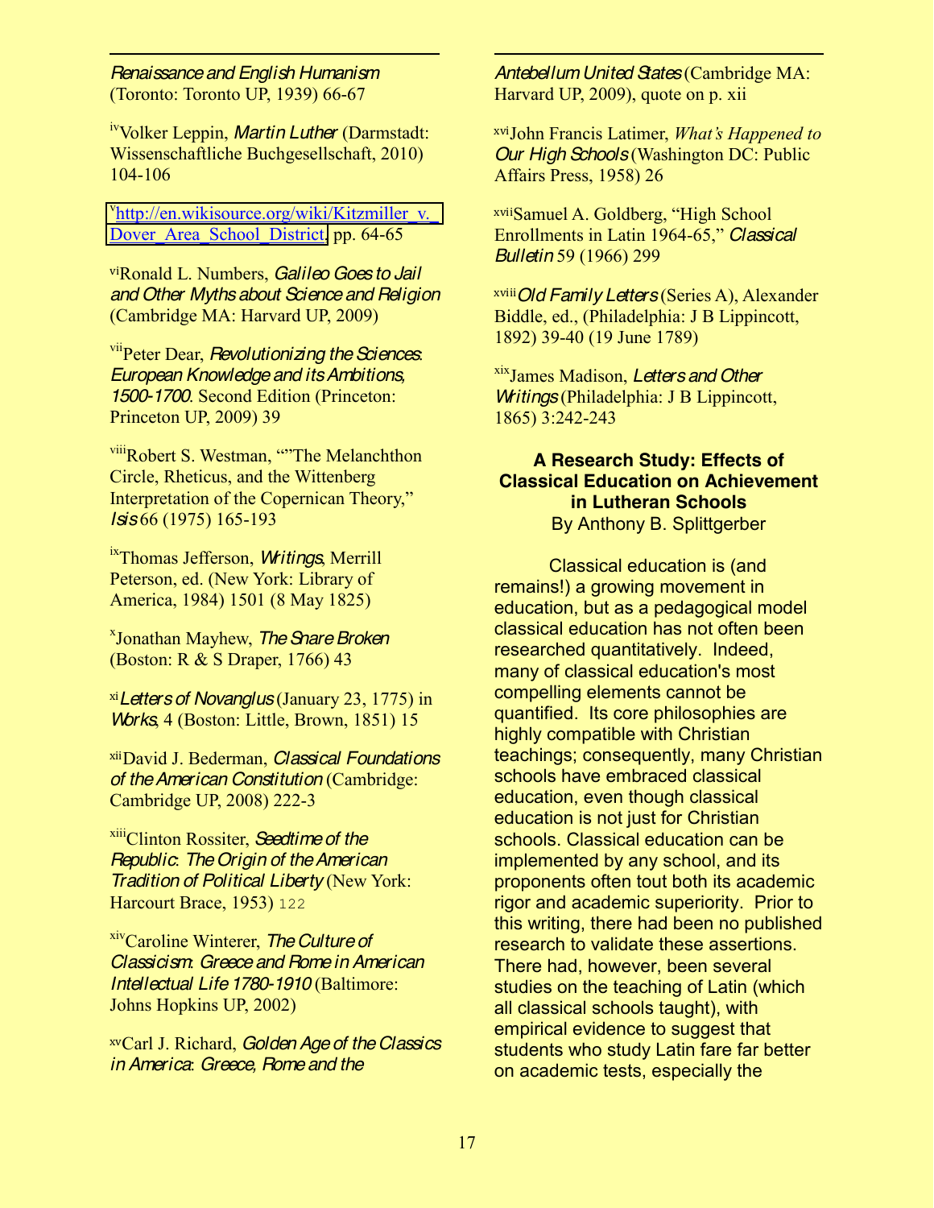*Renaissance and English Humanism* (Toronto: Toronto UP, 1939) 66-67

[iv] Volker Leppin, *Martin Luther* (Darmstadt: Wissenschaftliche Buchgesellschaft, 2010) 104-106

[v] http://en.wikisource.org/wiki/Kitzmiller_v._Dover_Area_School_District, pp. 64-65

[vi] Ronald L. Numbers, *Galileo Goes to Jail and Other Myths about Science and Religion* (Cambridge MA: Harvard UP, 2009)

[vii] Peter Dear, *Revolutionizing the Sciences: European Knowledge and its Ambitions, 1500-1700*. Second Edition (Princeton: Princeton UP, 2009) 39

[viii] Robert S. Westman, “”The Melanchthon Circle, Rheticus, and the Wittenberg Interpretation of the Copernican Theory,” *Isis* 66 (1975) 165-193

[ix] Thomas Jefferson, *Writings*, Merrill Peterson, ed. (New York: Library of America, 1984) 1501 (8 May 1825)

[x] Jonathan Mayhew, *The Snare Broken* (Boston: R & S Draper, 1766) 43

[xi] *Letters of Novanglus* (January 23, 1775) in *Works*, 4 (Boston: Little, Brown, 1851) 15

[xii] David J. Bederman, *Classical Foundations of the American Constitution* (Cambridge: Cambridge UP, 2008) 222-3

[xiii] Clinton Rossiter, *Seedtime of the Republic: The Origin of the American Tradition of Political Liberty* (New York: Harcourt Brace, 1953) 122

[xiv] Caroline Winterer, *The Culture of Classicism: Greece and Rome in American Intellectual Life 1780-1910* (Baltimore: Johns Hopkins UP, 2002)

[xv] Carl J. Richard, *Golden Age of the Classics in America: Greece, Rome and the Antebellum United States* (Cambridge MA: Harvard UP, 2009), quote on p. xii

[xvi] John Francis Latimer, *What's Happened to Our High Schools* (Washington DC: Public Affairs Press, 1958) 26

[xvii] Samuel A. Goldberg, “High School Enrollments in Latin 1964-65,” *Classical Bulletin* 59 (1966) 299

[xviii] *Old Family Letters* (Series A), Alexander Biddle, ed., (Philadelphia: J B Lippincott, 1892) 39-40 (19 June 1789)

[xix] James Madison, *Letters and Other Writings* (Philadelphia: J B Lippincott, 1865) 3:242-243

## A Research Study: Effects of Classical Education on Achievement in Lutheran Schools

By Anthony B. Splittgerber

Classical education is (and remains!) a growing movement in education, but as a pedagogical model classical education has not often been researched quantitatively. Indeed, many of classical education's most compelling elements cannot be quantified. Its core philosophies are highly compatible with Christian teachings; consequently, many Christian schools have embraced classical education, even though classical education is not just for Christian schools. Classical education can be implemented by any school, and its proponents often tout both its academic rigor and academic superiority. Prior to this writing, there had been no published research to validate these assertions. There had, however, been several studies on the teaching of Latin (which all classical schools taught), with empirical evidence to suggest that students who study Latin fare far better on academic tests, especially the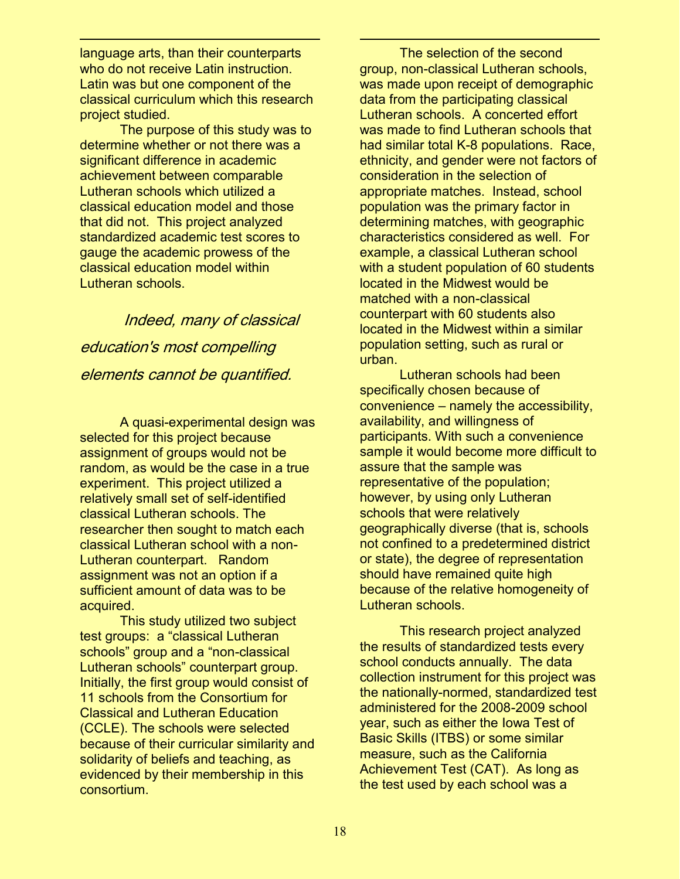language arts, than their counterparts who do not receive Latin instruction. Latin was but one component of the classical curriculum which this research project studied.

The purpose of this study was to determine whether or not there was a significant difference in academic achievement between comparable Lutheran schools which utilized a classical education model and those that did not. This project analyzed standardized academic test scores to gauge the academic prowess of the classical education model within Lutheran schools.

*Indeed, many of classical education's most compelling elements cannot be quantified.*

A quasi-experimental design was selected for this project because assignment of groups would not be random, as would be the case in a true experiment. This project utilized a relatively small set of self-identified classical Lutheran schools. The researcher then sought to match each classical Lutheran school with a non-Lutheran counterpart. Random assignment was not an option if a sufficient amount of data was to be acquired.

This study utilized two subject test groups: a "classical Lutheran schools" group and a "non-classical Lutheran schools" counterpart group. Initially, the first group would consist of 11 schools from the Consortium for Classical and Lutheran Education (CCLE). The schools were selected because of their curricular similarity and solidarity of beliefs and teaching, as evidenced by their membership in this consortium.

The selection of the second group, non-classical Lutheran schools, was made upon receipt of demographic data from the participating classical Lutheran schools. A concerted effort was made to find Lutheran schools that had similar total K-8 populations. Race, ethnicity, and gender were not factors of consideration in the selection of appropriate matches. Instead, school population was the primary factor in determining matches, with geographic characteristics considered as well. For example, a classical Lutheran school with a student population of 60 students located in the Midwest would be matched with a non-classical counterpart with 60 students also located in the Midwest within a similar population setting, such as rural or urban.

Lutheran schools had been specifically chosen because of convenience – namely the accessibility, availability, and willingness of participants. With such a convenience sample it would become more difficult to assure that the sample was representative of the population; however, by using only Lutheran schools that were relatively geographically diverse (that is, schools not confined to a predetermined district or state), the degree of representation should have remained quite high because of the relative homogeneity of Lutheran schools.

This research project analyzed the results of standardized tests every school conducts annually. The data collection instrument for this project was the nationally-normed, standardized test administered for the 2008-2009 school year, such as either the Iowa Test of Basic Skills (ITBS) or some similar measure, such as the California Achievement Test (CAT). As long as the test used by each school was a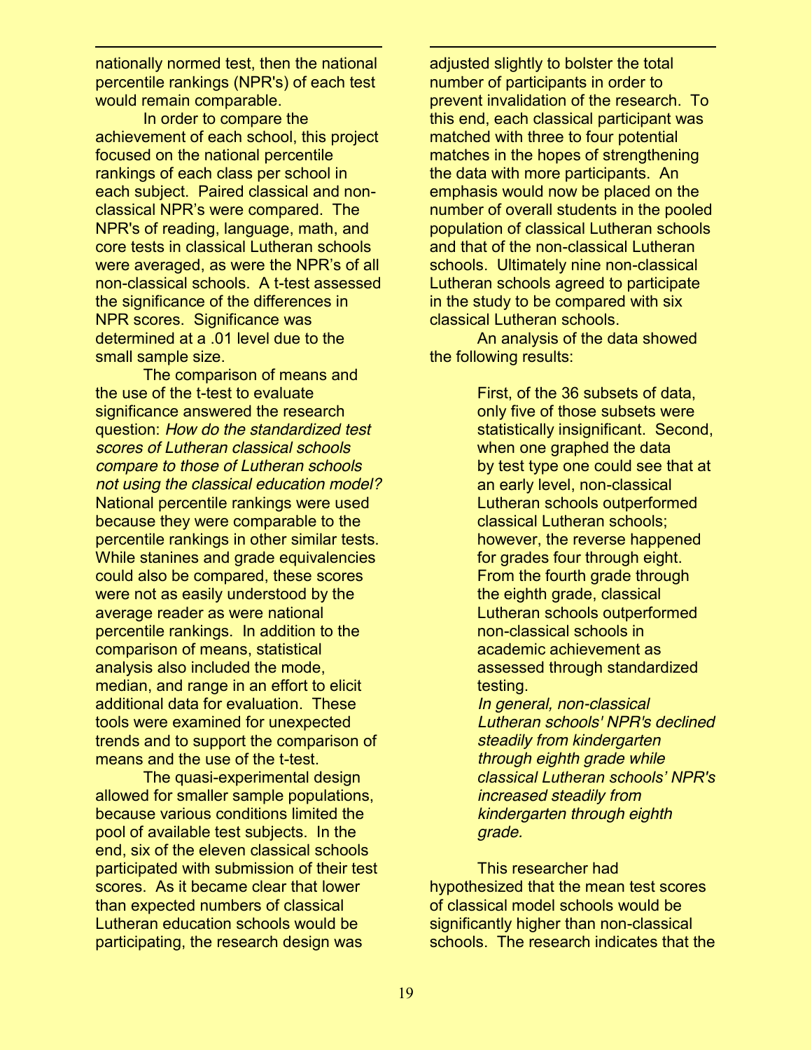nationally normed test, then the national percentile rankings (NPR's) of each test would remain comparable.

In order to compare the achievement of each school, this project focused on the national percentile rankings of each class per school in each subject. Paired classical and non-classical NPR's were compared. The NPR's of reading, language, math, and core tests in classical Lutheran schools were averaged, as were the NPR's of all non-classical schools. A t-test assessed the significance of the differences in NPR scores. Significance was determined at a .01 level due to the small sample size.

The comparison of means and the use of the t-test to evaluate significance answered the research question: *How do the standardized test scores of Lutheran classical schools compare to those of Lutheran schools not using the classical education model?* National percentile rankings were used because they were comparable to the percentile rankings in other similar tests. While stanines and grade equivalencies could also be compared, these scores were not as easily understood by the average reader as were national percentile rankings. In addition to the comparison of means, statistical analysis also included the mode, median, and range in an effort to elicit additional data for evaluation. These tools were examined for unexpected trends and to support the comparison of means and the use of the t-test.

The quasi-experimental design allowed for smaller sample populations, because various conditions limited the pool of available test subjects. In the end, six of the eleven classical schools participated with submission of their test scores. As it became clear that lower than expected numbers of classical Lutheran education schools would be participating, the research design was adjusted slightly to bolster the total number of participants in order to prevent invalidation of the research. To this end, each classical participant was matched with three to four potential matches in the hopes of strengthening the data with more participants. An emphasis would now be placed on the number of overall students in the pooled population of classical Lutheran schools and that of the non-classical Lutheran schools. Ultimately nine non-classical Lutheran schools agreed to participate in the study to be compared with six classical Lutheran schools.

An analysis of the data showed the following results:

> First, of the 36 subsets of data, only five of those subsets were statistically insignificant. Second, when one graphed the data by test type one could see that at an early level, non-classical Lutheran schools outperformed classical Lutheran schools; however, the reverse happened for grades four through eight. From the fourth grade through the eighth grade, classical Lutheran schools outperformed non-classical schools in academic achievement as assessed through standardized testing.
>
> *In general, non-classical Lutheran schools' NPR's declined steadily from kindergarten through eighth grade while classical Lutheran schools' NPR's increased steadily from kindergarten through eighth grade.*

This researcher had hypothesized that the mean test scores of classical model schools would be significantly higher than non-classical schools. The research indicates that the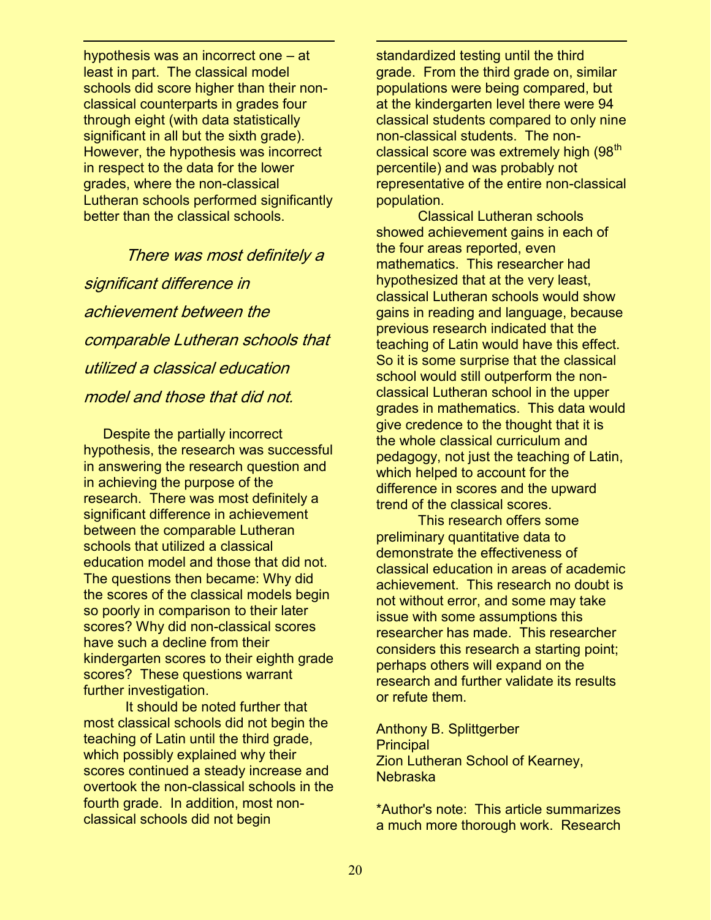hypothesis was an incorrect one – at least in part. The classical model schools did score higher than their non-classical counterparts in grades four through eight (with data statistically significant in all but the sixth grade). However, the hypothesis was incorrect in respect to the data for the lower grades, where the non-classical Lutheran schools performed significantly better than the classical schools.

*There was most definitely a significant difference in achievement between the comparable Lutheran schools that utilized a classical education model and those that did not.*

Despite the partially incorrect hypothesis, the research was successful in answering the research question and in achieving the purpose of the research. There was most definitely a significant difference in achievement between the comparable Lutheran schools that utilized a classical education model and those that did not. The questions then became: Why did the scores of the classical models begin so poorly in comparison to their later scores? Why did non-classical scores have such a decline from their kindergarten scores to their eighth grade scores? These questions warrant further investigation.

It should be noted further that most classical schools did not begin the teaching of Latin until the third grade, which possibly explained why their scores continued a steady increase and overtook the non-classical schools in the fourth grade. In addition, most non-classical schools did not begin standardized testing until the third grade. From the third grade on, similar populations were being compared, but at the kindergarten level there were 94 classical students compared to only nine non-classical students. The non-classical score was extremely high (98th percentile) and was probably not representative of the entire non-classical population.

Classical Lutheran schools showed achievement gains in each of the four areas reported, even mathematics. This researcher had hypothesized that at the very least, classical Lutheran schools would show gains in reading and language, because previous research indicated that the teaching of Latin would have this effect. So it is some surprise that the classical school would still outperform the non-classical Lutheran school in the upper grades in mathematics. This data would give credence to the thought that it is the whole classical curriculum and pedagogy, not just the teaching of Latin, which helped to account for the difference in scores and the upward trend of the classical scores.

This research offers some preliminary quantitative data to demonstrate the effectiveness of classical education in areas of academic achievement. This research no doubt is not without error, and some may take issue with some assumptions this researcher has made. This researcher considers this research a starting point; perhaps others will expand on the research and further validate its results or refute them.

Anthony B. Splittgerber
Principal
Zion Lutheran School of Kearney, Nebraska

*Author's note: This article summarizes a much more thorough work. Research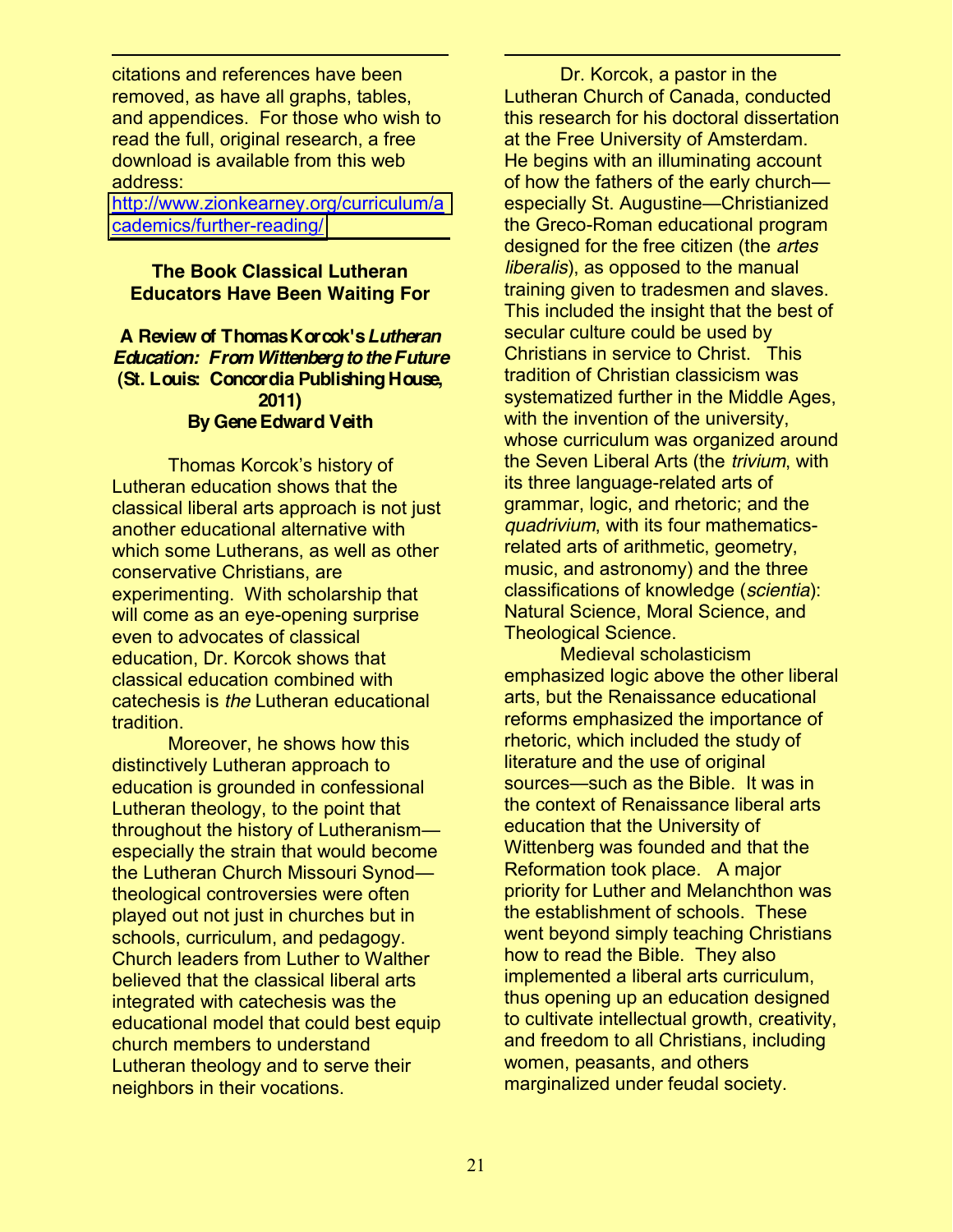citations and references have been removed, as have all graphs, tables, and appendices. For those who wish to read the full, original research, a free download is available from this web address: [http://www.zionkearney.org/curriculum/academics/further-reading/](http://www.zionkearney.org/curriculum/academics/further-reading/)

---

### The Book Classical Lutheran Educators Have Been Waiting For

**A Review of Thomas Korcok's *Lutheran Education: From Wittenberg to the Future* (St. Louis: Concordia Publishing House, 2011)**
**By Gene Edward Veith**

Thomas Korcok's history of Lutheran education shows that the classical liberal arts approach is not just another educational alternative with which some Lutherans, as well as other conservative Christians, are experimenting. With scholarship that will come as an eye-opening surprise even to advocates of classical education, Dr. Korcok shows that classical education combined with catechesis is *the* Lutheran educational tradition.

Moreover, he shows how this distinctively Lutheran approach to education is grounded in confessional Lutheran theology, to the point that throughout the history of Lutheranism—especially the strain that would become the Lutheran Church Missouri Synod—theological controversies were often played out not just in churches but in schools, curriculum, and pedagogy. Church leaders from Luther to Walther believed that the classical liberal arts integrated with catechesis was the educational model that could best equip church members to understand Lutheran theology and to serve their neighbors in their vocations.

Dr. Korcok, a pastor in the Lutheran Church of Canada, conducted this research for his doctoral dissertation at the Free University of Amsterdam. He begins with an illuminating account of how the fathers of the early church—especially St. Augustine—Christianized the Greco-Roman educational program designed for the free citizen (the *artes liberalis*), as opposed to the manual training given to tradesmen and slaves. This included the insight that the best of secular culture could be used by Christians in service to Christ. This tradition of Christian classicism was systematized further in the Middle Ages, with the invention of the university, whose curriculum was organized around the Seven Liberal Arts (the *trivium*, with its three language-related arts of grammar, logic, and rhetoric; and the *quadrivium*, with its four mathematics-related arts of arithmetic, geometry, music, and astronomy) and the three classifications of knowledge (*scientia*): Natural Science, Moral Science, and Theological Science.

Medieval scholasticism emphasized logic above the other liberal arts, but the Renaissance educational reforms emphasized the importance of rhetoric, which included the study of literature and the use of original sources—such as the Bible. It was in the context of Renaissance liberal arts education that the University of Wittenberg was founded and that the Reformation took place. A major priority for Luther and Melanchthon was the establishment of schools. These went beyond simply teaching Christians how to read the Bible. They also implemented a liberal arts curriculum, thus opening up an education designed to cultivate intellectual growth, creativity, and freedom to all Christians, including women, peasants, and others marginalized under feudal society.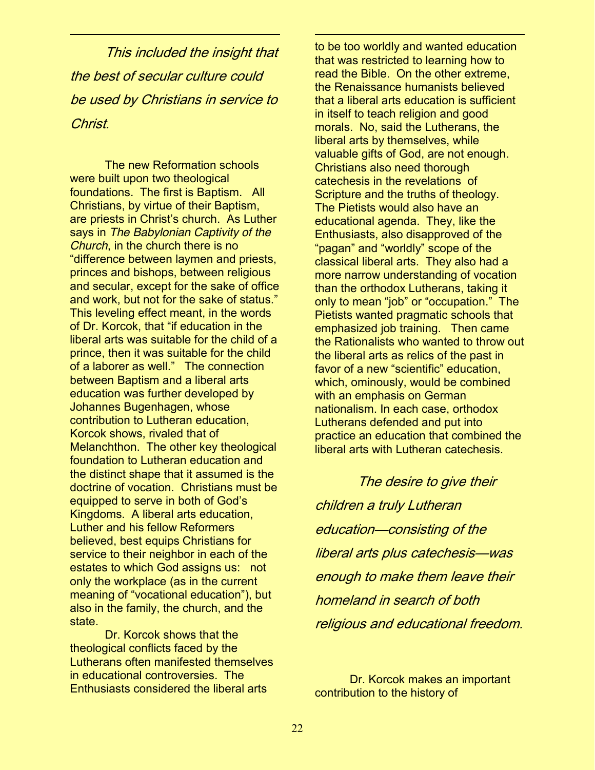*This included the insight that the best of secular culture could be used by Christians in service to Christ.*

The new Reformation schools were built upon two theological foundations. The first is Baptism. All Christians, by virtue of their Baptism, are priests in Christ's church. As Luther says in *The Babylonian Captivity of the Church*, in the church there is no "difference between laymen and priests, princes and bishops, between religious and secular, except for the sake of office and work, but not for the sake of status." This leveling effect meant, in the words of Dr. Korcok, that "if education in the liberal arts was suitable for the child of a prince, then it was suitable for the child of a laborer as well." The connection between Baptism and a liberal arts education was further developed by Johannes Bugenhagen, whose contribution to Lutheran education, Korcok shows, rivaled that of Melanchthon. The other key theological foundation to Lutheran education and the distinct shape that it assumed is the doctrine of vocation. Christians must be equipped to serve in both of God's Kingdoms. A liberal arts education, Luther and his fellow Reformers believed, best equips Christians for service to their neighbor in each of the estates to which God assigns us: not only the workplace (as in the current meaning of "vocational education"), but also in the family, the church, and the state.

Dr. Korcok shows that the theological conflicts faced by the Lutherans often manifested themselves in educational controversies. The Enthusiasts considered the liberal arts to be too worldly and wanted education that was restricted to learning how to read the Bible. On the other extreme, the Renaissance humanists believed that a liberal arts education is sufficient in itself to teach religion and good morals. No, said the Lutherans, the liberal arts by themselves, while valuable gifts of God, are not enough. Christians also need thorough catechesis in the revelations of Scripture and the truths of theology. The Pietists would also have an educational agenda. They, like the Enthusiasts, also disapproved of the "pagan" and "worldly" scope of the classical liberal arts. They also had a more narrow understanding of vocation than the orthodox Lutherans, taking it only to mean "job" or "occupation." The Pietists wanted pragmatic schools that emphasized job training. Then came the Rationalists who wanted to throw out the liberal arts as relics of the past in favor of a new "scientific" education, which, ominously, would be combined with an emphasis on German nationalism. In each case, orthodox Lutherans defended and put into practice an education that combined the liberal arts with Lutheran catechesis.

*The desire to give their children a truly Lutheran education—consisting of the liberal arts plus catechesis—was enough to make them leave their homeland in search of both religious and educational freedom.*

Dr. Korcok makes an important contribution to the history of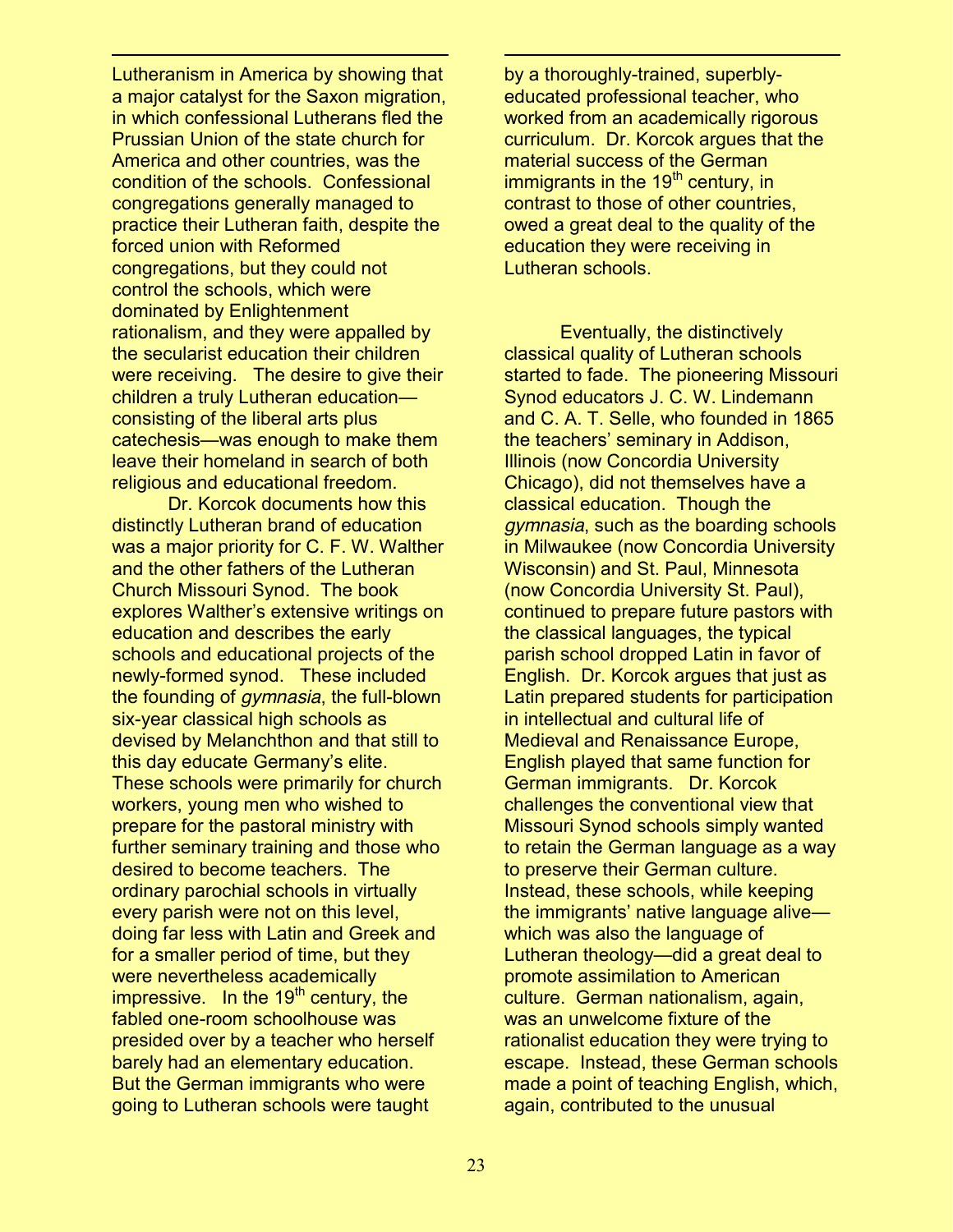Lutheranism in America by showing that a major catalyst for the Saxon migration, in which confessional Lutherans fled the Prussian Union of the state church for America and other countries, was the condition of the schools. Confessional congregations generally managed to practice their Lutheran faith, despite the forced union with Reformed congregations, but they could not control the schools, which were dominated by Enlightenment rationalism, and they were appalled by the secularist education their children were receiving. The desire to give their children a truly Lutheran education—consisting of the liberal arts plus catechesis—was enough to make them leave their homeland in search of both religious and educational freedom.

Dr. Korcok documents how this distinctly Lutheran brand of education was a major priority for C. F. W. Walther and the other fathers of the Lutheran Church Missouri Synod. The book explores Walther's extensive writings on education and describes the early schools and educational projects of the newly-formed synod. These included the founding of *gymnasia*, the full-blown six-year classical high schools as devised by Melanchthon and that still to this day educate Germany's elite. These schools were primarily for church workers, young men who wished to prepare for the pastoral ministry with further seminary training and those who desired to become teachers. The ordinary parochial schools in virtually every parish were not on this level, doing far less with Latin and Greek and for a smaller period of time, but they were nevertheless academically impressive. In the 19th century, the fabled one-room schoolhouse was presided over by a teacher who herself barely had an elementary education. But the German immigrants who were going to Lutheran schools were taught by a thoroughly-trained, superbly-educated professional teacher, who worked from an academically rigorous curriculum. Dr. Korcok argues that the material success of the German immigrants in the 19th century, in contrast to those of other countries, owed a great deal to the quality of the education they were receiving in Lutheran schools.

Eventually, the distinctively classical quality of Lutheran schools started to fade. The pioneering Missouri Synod educators J. C. W. Lindemann and C. A. T. Selle, who founded in 1865 the teachers' seminary in Addison, Illinois (now Concordia University Chicago), did not themselves have a classical education. Though the *gymnasia*, such as the boarding schools in Milwaukee (now Concordia University Wisconsin) and St. Paul, Minnesota (now Concordia University St. Paul), continued to prepare future pastors with the classical languages, the typical parish school dropped Latin in favor of English. Dr. Korcok argues that just as Latin prepared students for participation in intellectual and cultural life of Medieval and Renaissance Europe, English played that same function for German immigrants. Dr. Korcok challenges the conventional view that Missouri Synod schools simply wanted to retain the German language as a way to preserve their German culture. Instead, these schools, while keeping the immigrants' native language alive—which was also the language of Lutheran theology—did a great deal to promote assimilation to American culture. German nationalism, again, was an unwelcome fixture of the rationalist education they were trying to escape. Instead, these German schools made a point of teaching English, which, again, contributed to the unusual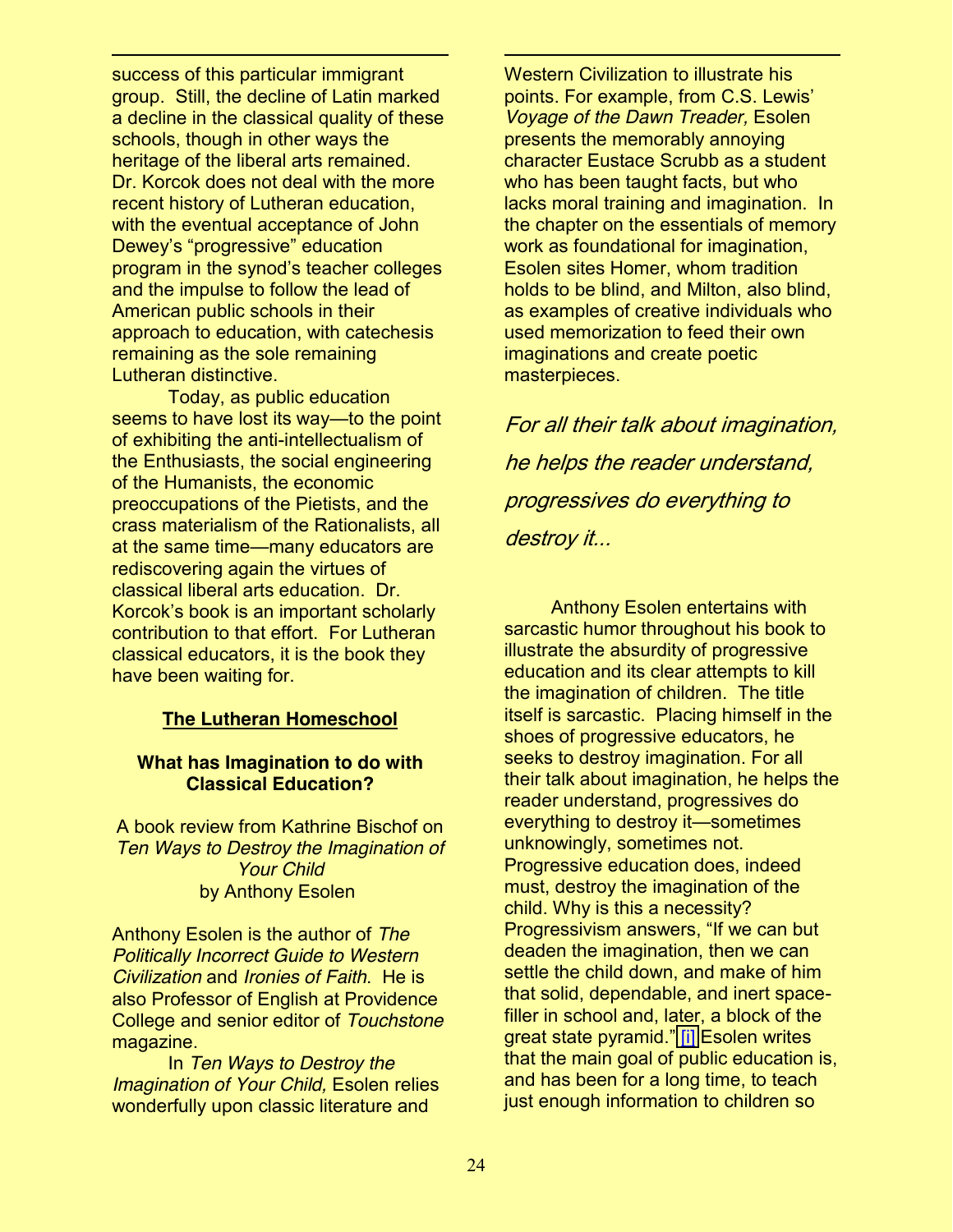success of this particular immigrant group. Still, the decline of Latin marked a decline in the classical quality of these schools, though in other ways the heritage of the liberal arts remained. Dr. Korcok does not deal with the more recent history of Lutheran education, with the eventual acceptance of John Dewey's "progressive" education program in the synod's teacher colleges and the impulse to follow the lead of American public schools in their approach to education, with catechesis remaining as the sole remaining Lutheran distinctive.

Today, as public education seems to have lost its way—to the point of exhibiting the anti-intellectualism of the Enthusiasts, the social engineering of the Humanists, the economic preoccupations of the Pietists, and the crass materialism of the Rationalists, all at the same time—many educators are rediscovering again the virtues of classical liberal arts education. Dr. Korcok's book is an important scholarly contribution to that effort. For Lutheran classical educators, it is the book they have been waiting for.

## The Lutheran Homeschool

### What has Imagination to do with Classical Education?

A book review from Kathrine Bischof on *Ten Ways to Destroy the Imagination of Your Child* by Anthony Esolen

Anthony Esolen is the author of *The Politically Incorrect Guide to Western Civilization* and *Ironies of Faith*. He is also Professor of English at Providence College and senior editor of *Touchstone* magazine.

In *Ten Ways to Destroy the Imagination of Your Child,* Esolen relies wonderfully upon classic literature and Western Civilization to illustrate his points. For example, from C.S. Lewis' *Voyage of the Dawn Treader,* Esolen presents the memorably annoying character Eustace Scrubb as a student who has been taught facts, but who lacks moral training and imagination. In the chapter on the essentials of memory work as foundational for imagination, Esolen sites Homer, whom tradition holds to be blind, and Milton, also blind, as examples of creative individuals who used memorization to feed their own imaginations and create poetic masterpieces.

*For all their talk about imagination, he helps the reader understand, progressives do everything to destroy it...*

Anthony Esolen entertains with sarcastic humor throughout his book to illustrate the absurdity of progressive education and its clear attempts to kill the imagination of children. The title itself is sarcastic. Placing himself in the shoes of progressive educators, he seeks to destroy imagination. For all their talk about imagination, he helps the reader understand, progressives do everything to destroy it—sometimes unknowingly, sometimes not. Progressive education does, indeed must, destroy the imagination of the child. Why is this a necessity? Progressivism answers, "If we can but deaden the imagination, then we can settle the child down, and make of him that solid, dependable, and inert space-filler in school and, later, a block of the great state pyramid."[i] Esolen writes that the main goal of public education is, and has been for a long time, to teach just enough information to children so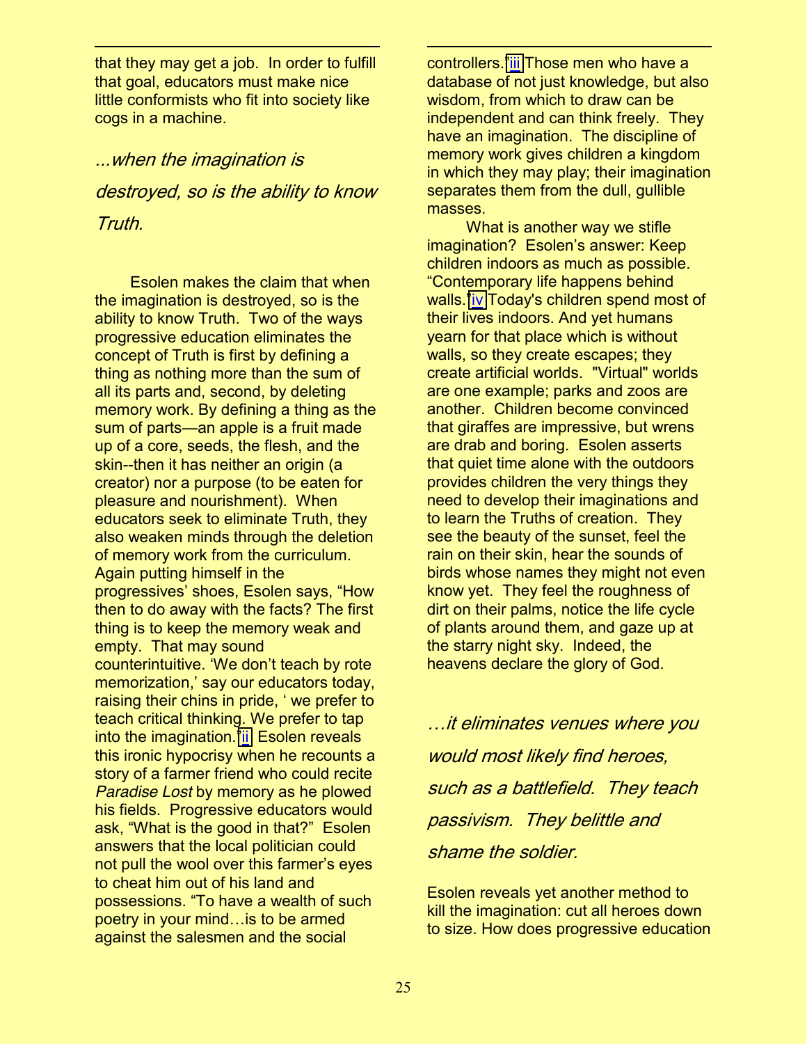that they may get a job. In order to fulfill that goal, educators must make nice little conformists who fit into society like cogs in a machine.

*...when the imagination is destroyed, so is the ability to know Truth.*

Esolen makes the claim that when the imagination is destroyed, so is the ability to know Truth. Two of the ways progressive education eliminates the concept of Truth is first by defining a thing as nothing more than the sum of all its parts and, second, by deleting memory work. By defining a thing as the sum of parts—an apple is a fruit made up of a core, seeds, the flesh, and the skin--then it has neither an origin (a creator) nor a purpose (to be eaten for pleasure and nourishment). When educators seek to eliminate Truth, they also weaken minds through the deletion of memory work from the curriculum. Again putting himself in the progressives' shoes, Esolen says, "How then to do away with the facts? The first thing is to keep the memory weak and empty. That may sound counterintuitive. 'We don't teach by rote memorization,' say our educators today, raising their chins in pride, ' we prefer to teach critical thinking. We prefer to tap into the imagination.'[ii] Esolen reveals this ironic hypocrisy when he recounts a story of a farmer friend who could recite *Paradise Lost* by memory as he plowed his fields. Progressive educators would ask, "What is the good in that?" Esolen answers that the local politician could not pull the wool over this farmer's eyes to cheat him out of his land and possessions. "To have a wealth of such poetry in your mind…is to be armed against the salesmen and the social controllers.'[iii] Those men who have a database of not just knowledge, but also wisdom, from which to draw can be independent and can think freely. They have an imagination. The discipline of memory work gives children a kingdom in which they may play; their imagination separates them from the dull, gullible masses.

What is another way we stifle imagination? Esolen's answer: Keep children indoors as much as possible. "Contemporary life happens behind walls."[iv] Today's children spend most of their lives indoors. And yet humans yearn for that place which is without walls, so they create escapes; they create artificial worlds. "Virtual" worlds are one example; parks and zoos are another. Children become convinced that giraffes are impressive, but wrens are drab and boring. Esolen asserts that quiet time alone with the outdoors provides children the very things they need to develop their imaginations and to learn the Truths of creation. They see the beauty of the sunset, feel the rain on their skin, hear the sounds of birds whose names they might not even know yet. They feel the roughness of dirt on their palms, notice the life cycle of plants around them, and gaze up at the starry night sky. Indeed, the heavens declare the glory of God.

*…it eliminates venues where you would most likely find heroes, such as a battlefield. They teach passivism. They belittle and shame the soldier.*

Esolen reveals yet another method to kill the imagination: cut all heroes down to size. How does progressive education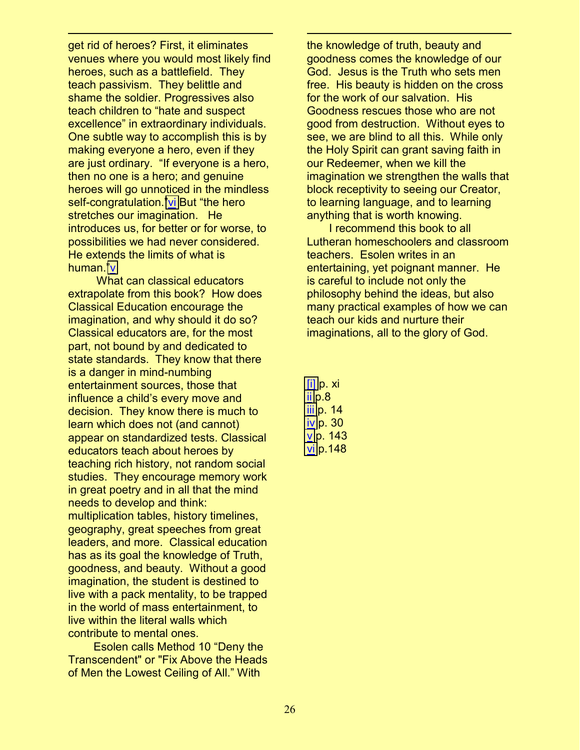get rid of heroes? First, it eliminates venues where you would most likely find heroes, such as a battlefield. They teach passivism. They belittle and shame the soldier. Progressives also teach children to "hate and suspect excellence" in extraordinary individuals. One subtle way to accomplish this is by making everyone a hero, even if they are just ordinary. "If everyone is a hero, then no one is a hero; and genuine heroes will go unnoticed in the mindless self-congratulation."[vi] But "the hero stretches our imagination. He introduces us, for better or for worse, to possibilities we had never considered. He extends the limits of what is human."[v]

What can classical educators extrapolate from this book? How does Classical Education encourage the imagination, and why should it do so? Classical educators are, for the most part, not bound by and dedicated to state standards. They know that there is a danger in mind-numbing entertainment sources, those that influence a child's every move and decision. They know there is much to learn which does not (and cannot) appear on standardized tests. Classical educators teach about heroes by teaching rich history, not random social studies. They encourage memory work in great poetry and in all that the mind needs to develop and think: multiplication tables, history timelines, geography, great speeches from great leaders, and more. Classical education has as its goal the knowledge of Truth, goodness, and beauty. Without a good imagination, the student is destined to live with a pack mentality, to be trapped in the world of mass entertainment, to live within the literal walls which contribute to mental ones.

Esolen calls Method 10 "Deny the Transcendent" or "Fix Above the Heads of Men the Lowest Ceiling of All." With the knowledge of truth, beauty and goodness comes the knowledge of our God. Jesus is the Truth who sets men free. His beauty is hidden on the cross for the work of our salvation. His Goodness rescues those who are not good from destruction. Without eyes to see, we are blind to all this. While only the Holy Spirit can grant saving faith in our Redeemer, when we kill the imagination we strengthen the walls that block receptivity to seeing our Creator, to learning language, and to learning anything that is worth knowing.

I recommend this book to all Lutheran homeschoolers and classroom teachers. Esolen writes in an entertaining, yet poignant manner. He is careful to include not only the philosophy behind the ideas, but also many practical examples of how we can teach our kids and nurture their imaginations, all to the glory of God.

[i] p. xi
ii p.8
iii p. 14
iv p. 30
v p. 143
vi p.148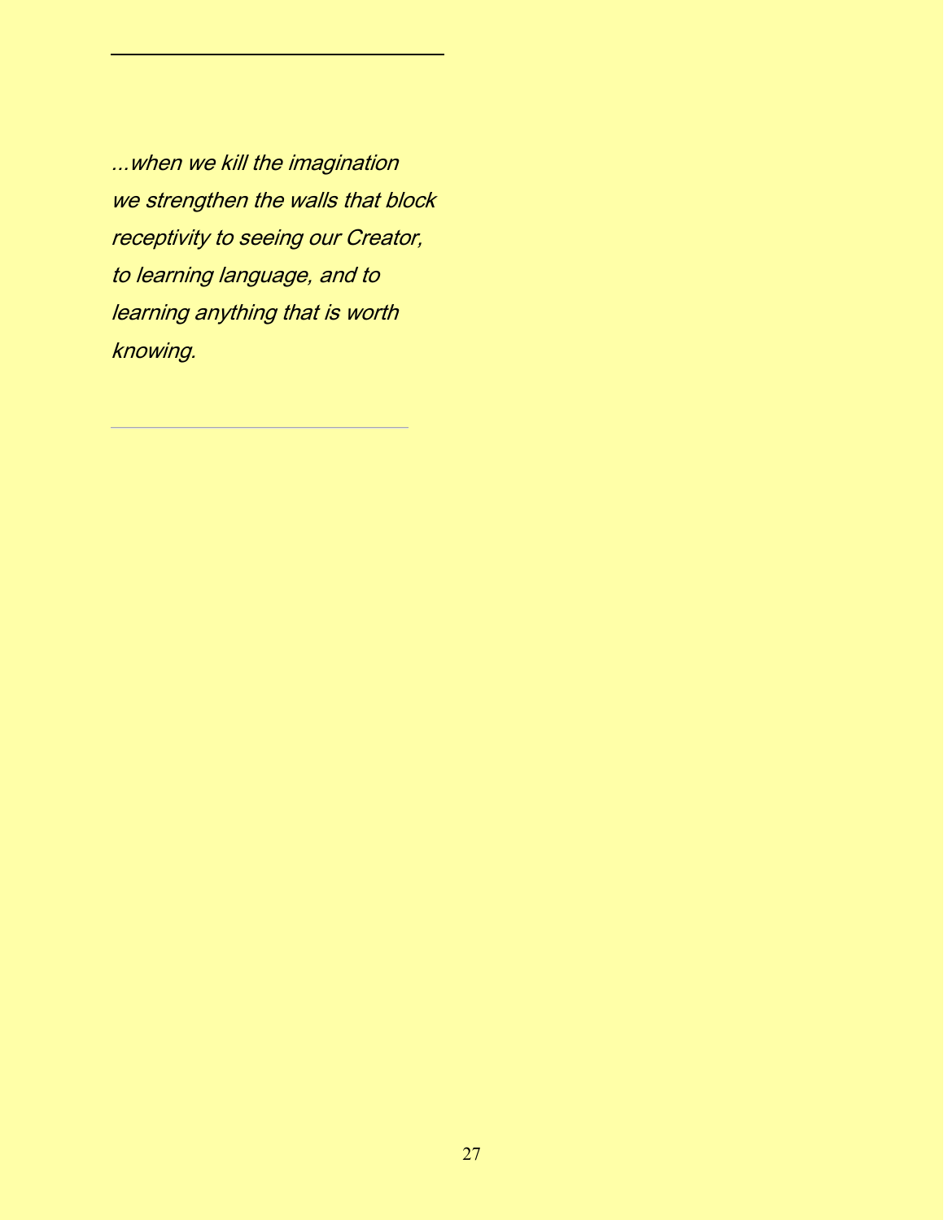---

*...when we kill the imagination we strengthen the walls that block receptivity to seeing our Creator, to learning language, and to learning anything that is worth knowing.*

---